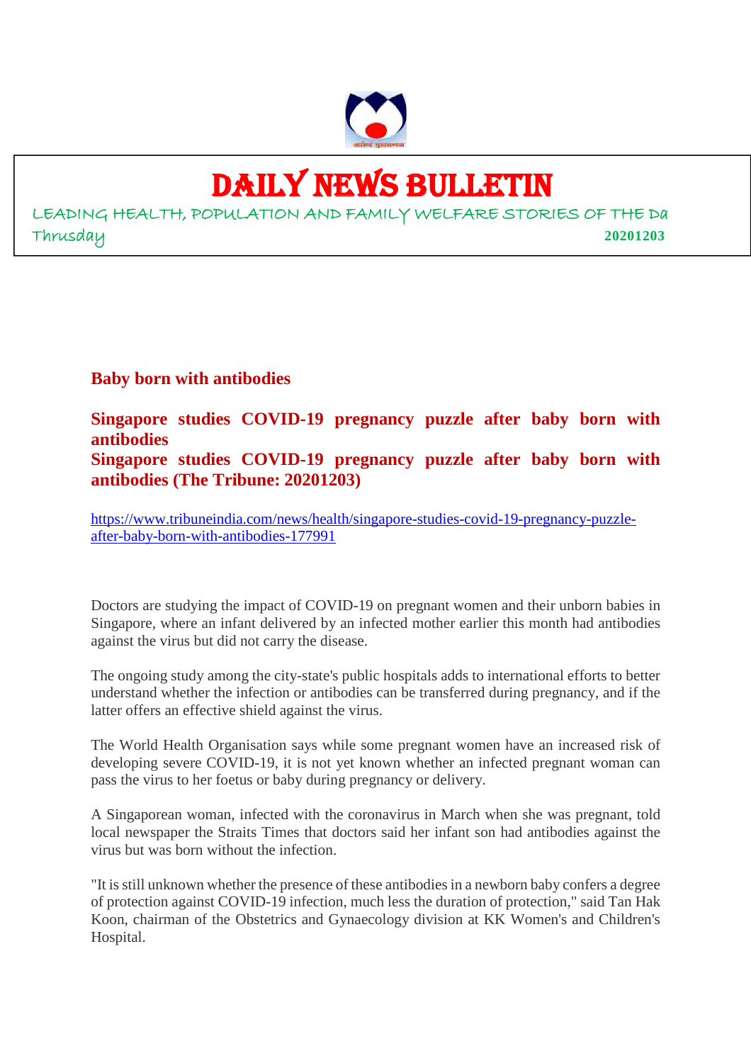# DAILY NEWS BULLETIN

LEADING HEALTH, POPULATION AND FAMILY WELFARE STORIES OF THE Da

Thrusday **20201203**

## Baby born with antibodies

## Singapore studies COVID-19 pregnancy puzzle after baby born with antibodies

## Singapore studies COVID-19 pregnancy puzzle after baby born with antibodies (The Tribune: 20201203)

https://www.tribuneindia.com/news/health/singapore-studies-covid-19-pregnancy-puzzle-after-baby-born-with-antibodies-177991

Doctors are studying the impact of COVID-19 on pregnant women and their unborn babies in Singapore, where an infant delivered by an infected mother earlier this month had antibodies against the virus but did not carry the disease.

The ongoing study among the city-state's public hospitals adds to international efforts to better understand whether the infection or antibodies can be transferred during pregnancy, and if the latter offers an effective shield against the virus.

The World Health Organisation says while some pregnant women have an increased risk of developing severe COVID-19, it is not yet known whether an infected pregnant woman can pass the virus to her foetus or baby during pregnancy or delivery.

A Singaporean woman, infected with the coronavirus in March when she was pregnant, told local newspaper the Straits Times that doctors said her infant son had antibodies against the virus but was born without the infection.

"It is still unknown whether the presence of these antibodies in a newborn baby confers a degree of protection against COVID-19 infection, much less the duration of protection," said Tan Hak Koon, chairman of the Obstetrics and Gynaecology division at KK Women's and Children's Hospital.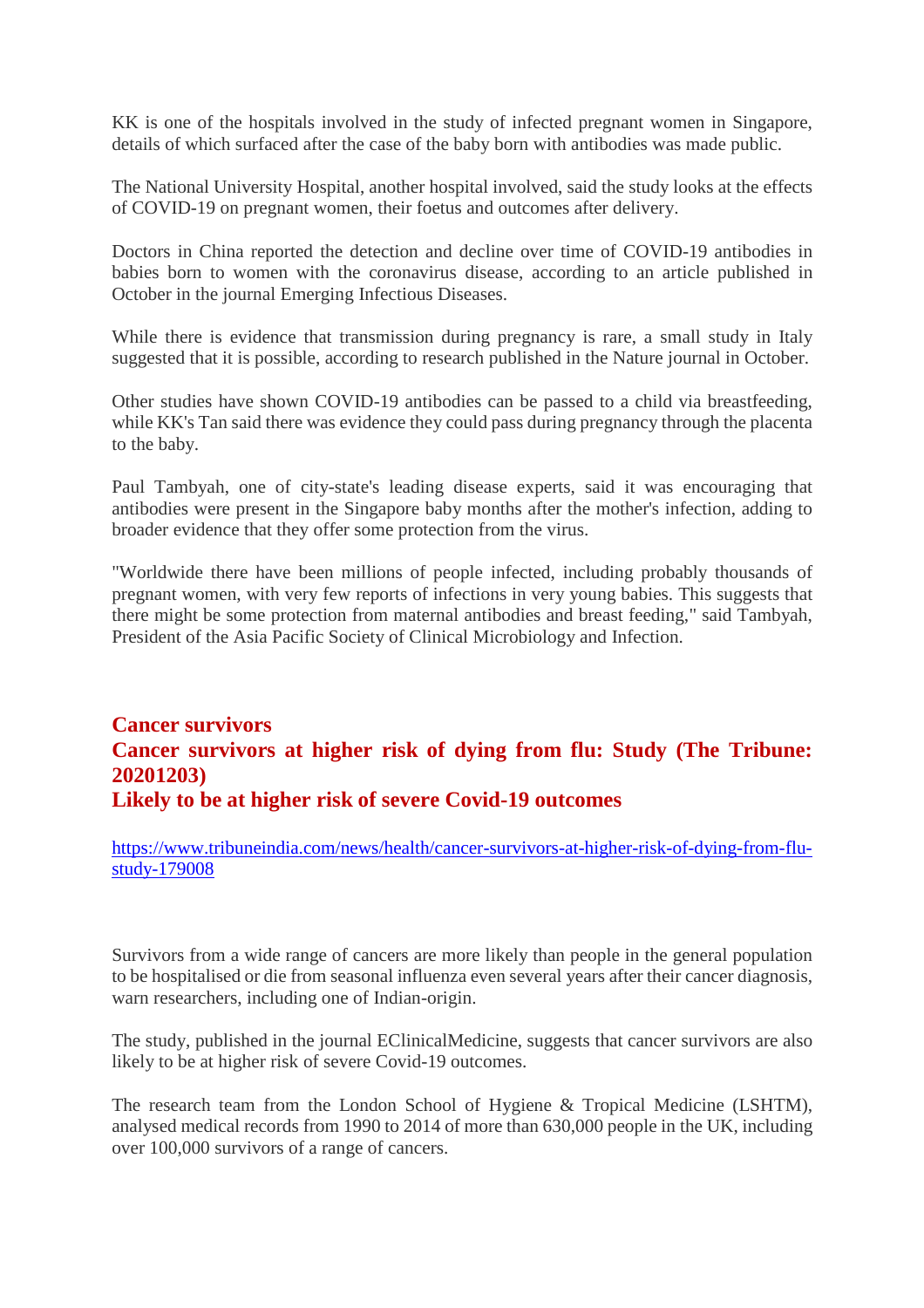KK is one of the hospitals involved in the study of infected pregnant women in Singapore, details of which surfaced after the case of the baby born with antibodies was made public.

The National University Hospital, another hospital involved, said the study looks at the effects of COVID-19 on pregnant women, their foetus and outcomes after delivery.

Doctors in China reported the detection and decline over time of COVID-19 antibodies in babies born to women with the coronavirus disease, according to an article published in October in the journal Emerging Infectious Diseases.

While there is evidence that transmission during pregnancy is rare, a small study in Italy suggested that it is possible, according to research published in the Nature journal in October.

Other studies have shown COVID-19 antibodies can be passed to a child via breastfeeding, while KK's Tan said there was evidence they could pass during pregnancy through the placenta to the baby.

Paul Tambyah, one of city-state's leading disease experts, said it was encouraging that antibodies were present in the Singapore baby months after the mother's infection, adding to broader evidence that they offer some protection from the virus.

"Worldwide there have been millions of people infected, including probably thousands of pregnant women, with very few reports of infections in very young babies. This suggests that there might be some protection from maternal antibodies and breast feeding," said Tambyah, President of the Asia Pacific Society of Clinical Microbiology and Infection.

## Cancer survivors
## Cancer survivors at higher risk of dying from flu: Study (The Tribune: 20201203)
## Likely to be at higher risk of severe Covid-19 outcomes

https://www.tribuneindia.com/news/health/cancer-survivors-at-higher-risk-of-dying-from-flu-study-179008

Survivors from a wide range of cancers are more likely than people in the general population to be hospitalised or die from seasonal influenza even several years after their cancer diagnosis, warn researchers, including one of Indian-origin.

The study, published in the journal EClinicalMedicine, suggests that cancer survivors are also likely to be at higher risk of severe Covid-19 outcomes.

The research team from the London School of Hygiene & Tropical Medicine (LSHTM), analysed medical records from 1990 to 2014 of more than 630,000 people in the UK, including over 100,000 survivors of a range of cancers.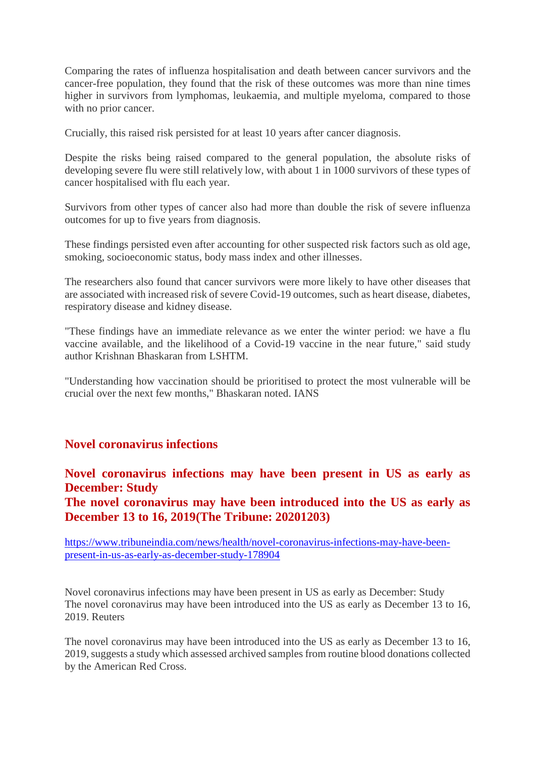Comparing the rates of influenza hospitalisation and death between cancer survivors and the cancer-free population, they found that the risk of these outcomes was more than nine times higher in survivors from lymphomas, leukaemia, and multiple myeloma, compared to those with no prior cancer.

Crucially, this raised risk persisted for at least 10 years after cancer diagnosis.

Despite the risks being raised compared to the general population, the absolute risks of developing severe flu were still relatively low, with about 1 in 1000 survivors of these types of cancer hospitalised with flu each year.

Survivors from other types of cancer also had more than double the risk of severe influenza outcomes for up to five years from diagnosis.

These findings persisted even after accounting for other suspected risk factors such as old age, smoking, socioeconomic status, body mass index and other illnesses.

The researchers also found that cancer survivors were more likely to have other diseases that are associated with increased risk of severe Covid-19 outcomes, such as heart disease, diabetes, respiratory disease and kidney disease.

"These findings have an immediate relevance as we enter the winter period: we have a flu vaccine available, and the likelihood of a Covid-19 vaccine in the near future," said study author Krishnan Bhaskaran from LSHTM.

"Understanding how vaccination should be prioritised to protect the most vulnerable will be crucial over the next few months," Bhaskaran noted. IANS

## Novel coronavirus infections

## Novel coronavirus infections may have been present in US as early as December: Study
## The novel coronavirus may have been introduced into the US as early as December 13 to 16, 2019(The Tribune: 20201203)

https://www.tribuneindia.com/news/health/novel-coronavirus-infections-may-have-been-present-in-us-as-early-as-december-study-178904

Novel coronavirus infections may have been present in US as early as December: Study
The novel coronavirus may have been introduced into the US as early as December 13 to 16, 2019. Reuters

The novel coronavirus may have been introduced into the US as early as December 13 to 16, 2019, suggests a study which assessed archived samples from routine blood donations collected by the American Red Cross.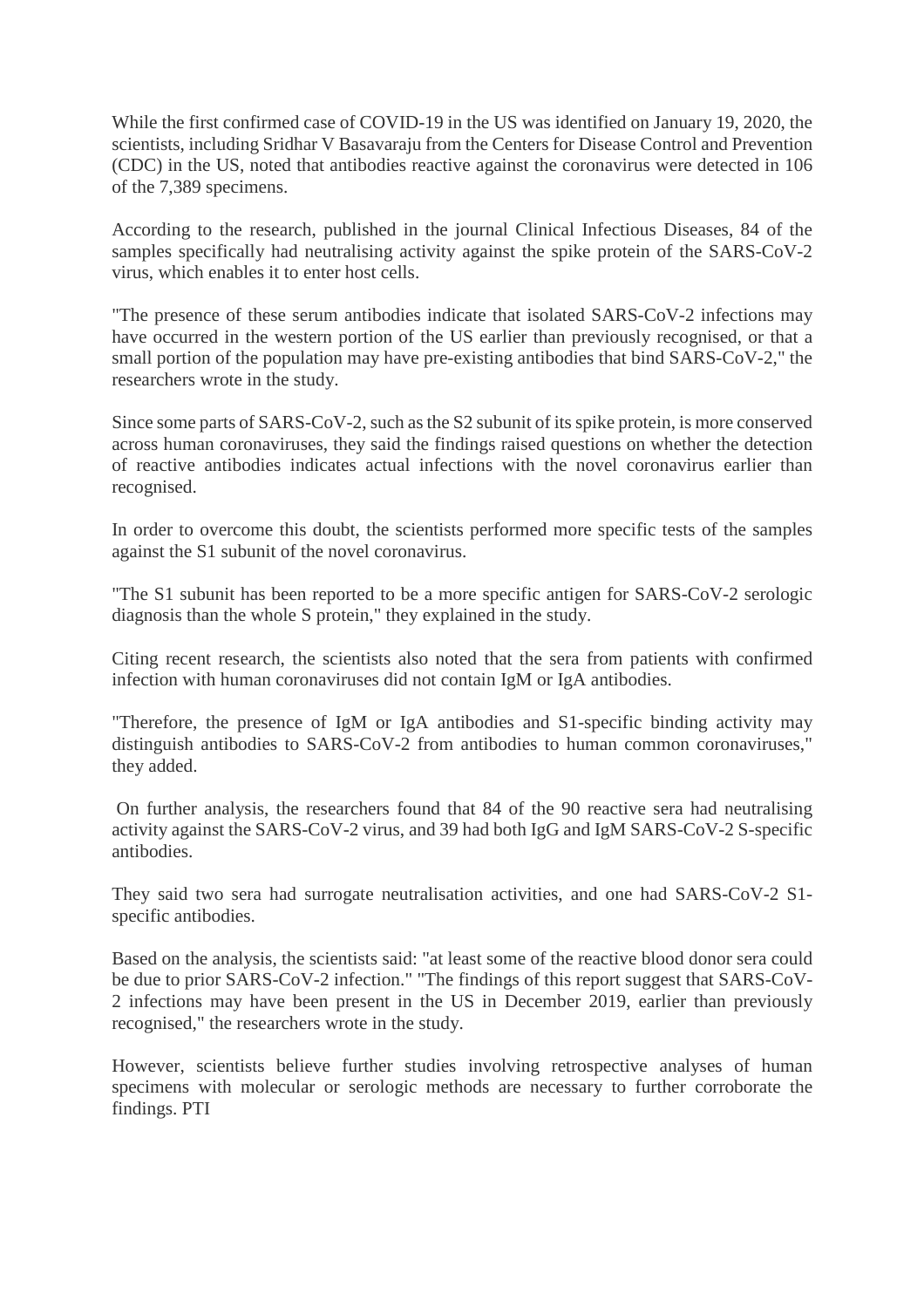While the first confirmed case of COVID-19 in the US was identified on January 19, 2020, the scientists, including Sridhar V Basavaraju from the Centers for Disease Control and Prevention (CDC) in the US, noted that antibodies reactive against the coronavirus were detected in 106 of the 7,389 specimens.

According to the research, published in the journal Clinical Infectious Diseases, 84 of the samples specifically had neutralising activity against the spike protein of the SARS-CoV-2 virus, which enables it to enter host cells.

"The presence of these serum antibodies indicate that isolated SARS-CoV-2 infections may have occurred in the western portion of the US earlier than previously recognised, or that a small portion of the population may have pre-existing antibodies that bind SARS-CoV-2," the researchers wrote in the study.

Since some parts of SARS-CoV-2, such as the S2 subunit of its spike protein, is more conserved across human coronaviruses, they said the findings raised questions on whether the detection of reactive antibodies indicates actual infections with the novel coronavirus earlier than recognised.

In order to overcome this doubt, the scientists performed more specific tests of the samples against the S1 subunit of the novel coronavirus.

"The S1 subunit has been reported to be a more specific antigen for SARS-CoV-2 serologic diagnosis than the whole S protein," they explained in the study.

Citing recent research, the scientists also noted that the sera from patients with confirmed infection with human coronaviruses did not contain IgM or IgA antibodies.

"Therefore, the presence of IgM or IgA antibodies and S1-specific binding activity may distinguish antibodies to SARS-CoV-2 from antibodies to human common coronaviruses," they added.

On further analysis, the researchers found that 84 of the 90 reactive sera had neutralising activity against the SARS-CoV-2 virus, and 39 had both IgG and IgM SARS-CoV-2 S-specific antibodies.

They said two sera had surrogate neutralisation activities, and one had SARS-CoV-2 S1-specific antibodies.

Based on the analysis, the scientists said: "at least some of the reactive blood donor sera could be due to prior SARS-CoV-2 infection." "The findings of this report suggest that SARS-CoV-2 infections may have been present in the US in December 2019, earlier than previously recognised," the researchers wrote in the study.

However, scientists believe further studies involving retrospective analyses of human specimens with molecular or serologic methods are necessary to further corroborate the findings. PTI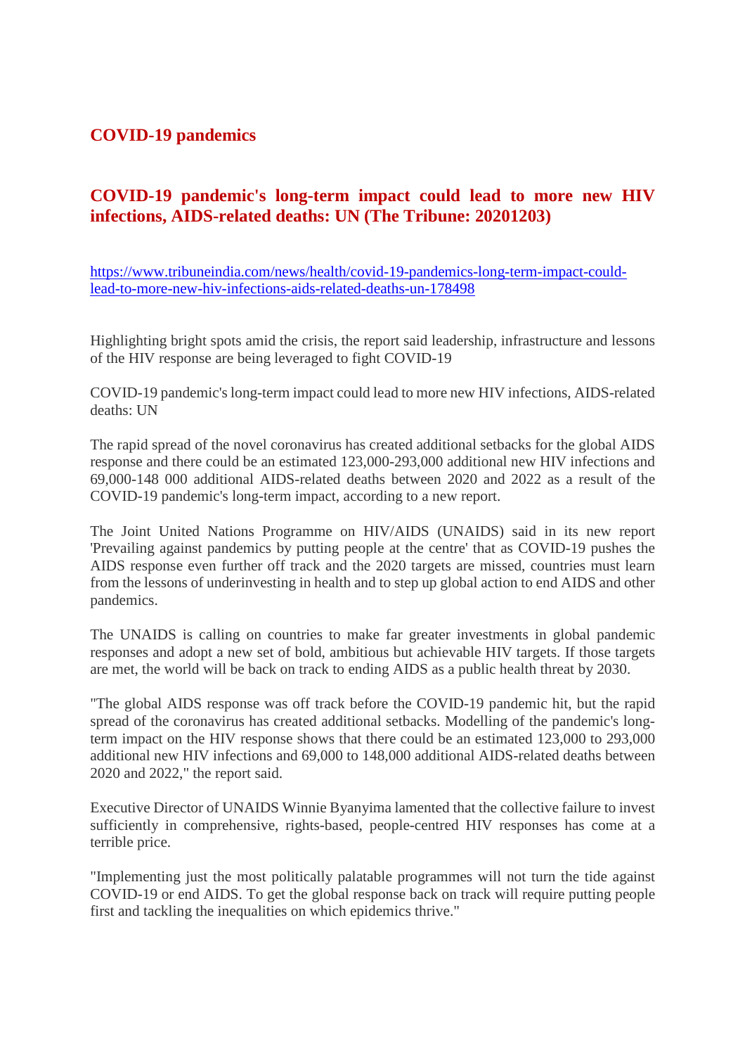# COVID-19 pandemics

## COVID-19 pandemic's long-term impact could lead to more new HIV infections, AIDS-related deaths: UN (The Tribune: 20201203)

https://www.tribuneindia.com/news/health/covid-19-pandemics-long-term-impact-could-lead-to-more-new-hiv-infections-aids-related-deaths-un-178498

Highlighting bright spots amid the crisis, the report said leadership, infrastructure and lessons of the HIV response are being leveraged to fight COVID-19

COVID-19 pandemic's long-term impact could lead to more new HIV infections, AIDS-related deaths: UN

The rapid spread of the novel coronavirus has created additional setbacks for the global AIDS response and there could be an estimated 123,000-293,000 additional new HIV infections and 69,000-148 000 additional AIDS-related deaths between 2020 and 2022 as a result of the COVID-19 pandemic's long-term impact, according to a new report.

The Joint United Nations Programme on HIV/AIDS (UNAIDS) said in its new report 'Prevailing against pandemics by putting people at the centre' that as COVID-19 pushes the AIDS response even further off track and the 2020 targets are missed, countries must learn from the lessons of underinvesting in health and to step up global action to end AIDS and other pandemics.

The UNAIDS is calling on countries to make far greater investments in global pandemic responses and adopt a new set of bold, ambitious but achievable HIV targets. If those targets are met, the world will be back on track to ending AIDS as a public health threat by 2030.

"The global AIDS response was off track before the COVID-19 pandemic hit, but the rapid spread of the coronavirus has created additional setbacks. Modelling of the pandemic's long-term impact on the HIV response shows that there could be an estimated 123,000 to 293,000 additional new HIV infections and 69,000 to 148,000 additional AIDS-related deaths between 2020 and 2022," the report said.

Executive Director of UNAIDS Winnie Byanyima lamented that the collective failure to invest sufficiently in comprehensive, rights-based, people-centred HIV responses has come at a terrible price.

"Implementing just the most politically palatable programmes will not turn the tide against COVID-19 or end AIDS. To get the global response back on track will require putting people first and tackling the inequalities on which epidemics thrive."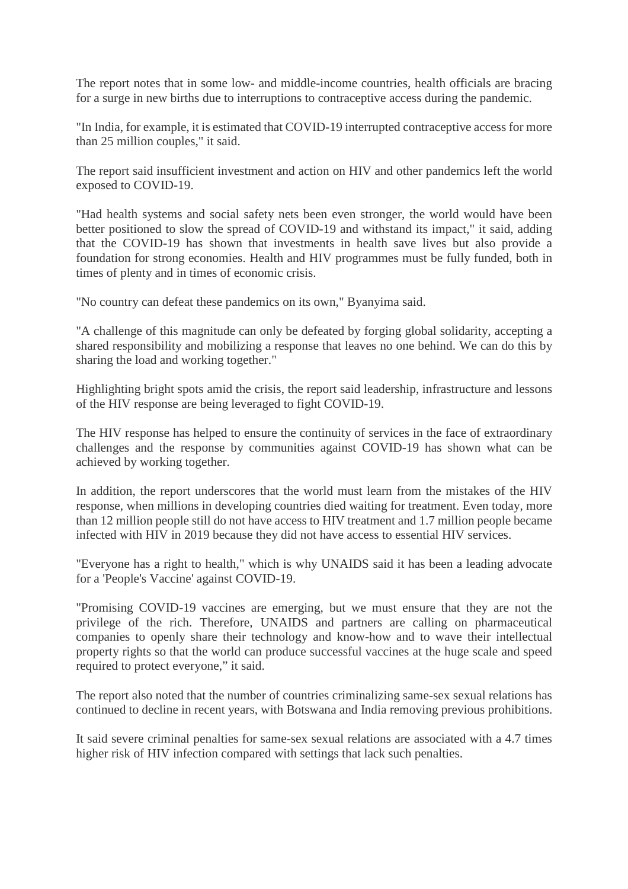The report notes that in some low- and middle-income countries, health officials are bracing for a surge in new births due to interruptions to contraceptive access during the pandemic.

"In India, for example, it is estimated that COVID-19 interrupted contraceptive access for more than 25 million couples," it said.

The report said insufficient investment and action on HIV and other pandemics left the world exposed to COVID-19.

"Had health systems and social safety nets been even stronger, the world would have been better positioned to slow the spread of COVID-19 and withstand its impact," it said, adding that the COVID-19 has shown that investments in health save lives but also provide a foundation for strong economies. Health and HIV programmes must be fully funded, both in times of plenty and in times of economic crisis.

"No country can defeat these pandemics on its own," Byanyima said.

"A challenge of this magnitude can only be defeated by forging global solidarity, accepting a shared responsibility and mobilizing a response that leaves no one behind. We can do this by sharing the load and working together."

Highlighting bright spots amid the crisis, the report said leadership, infrastructure and lessons of the HIV response are being leveraged to fight COVID-19.

The HIV response has helped to ensure the continuity of services in the face of extraordinary challenges and the response by communities against COVID-19 has shown what can be achieved by working together.

In addition, the report underscores that the world must learn from the mistakes of the HIV response, when millions in developing countries died waiting for treatment. Even today, more than 12 million people still do not have access to HIV treatment and 1.7 million people became infected with HIV in 2019 because they did not have access to essential HIV services.

"Everyone has a right to health," which is why UNAIDS said it has been a leading advocate for a 'People's Vaccine' against COVID-19.

"Promising COVID-19 vaccines are emerging, but we must ensure that they are not the privilege of the rich. Therefore, UNAIDS and partners are calling on pharmaceutical companies to openly share their technology and know-how and to wave their intellectual property rights so that the world can produce successful vaccines at the huge scale and speed required to protect everyone," it said.

The report also noted that the number of countries criminalizing same-sex sexual relations has continued to decline in recent years, with Botswana and India removing previous prohibitions.

It said severe criminal penalties for same-sex sexual relations are associated with a 4.7 times higher risk of HIV infection compared with settings that lack such penalties.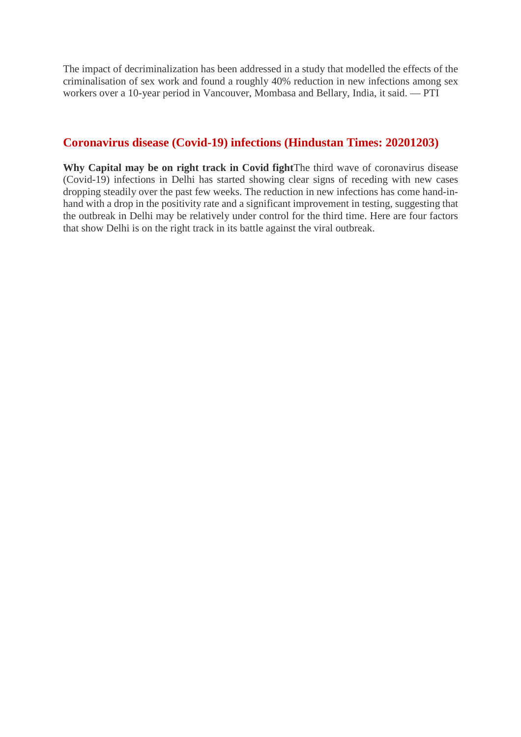The impact of decriminalization has been addressed in a study that modelled the effects of the criminalisation of sex work and found a roughly 40% reduction in new infections among sex workers over a 10-year period in Vancouver, Mombasa and Bellary, India, it said. — PTI

## Coronavirus disease (Covid-19) infections (Hindustan Times: 20201203)

**Why Capital may be on right track in Covid fight**The third wave of coronavirus disease (Covid-19) infections in Delhi has started showing clear signs of receding with new cases dropping steadily over the past few weeks. The reduction in new infections has come hand-in-hand with a drop in the positivity rate and a significant improvement in testing, suggesting that the outbreak in Delhi may be relatively under control for the third time. Here are four factors that show Delhi is on the right track in its battle against the viral outbreak.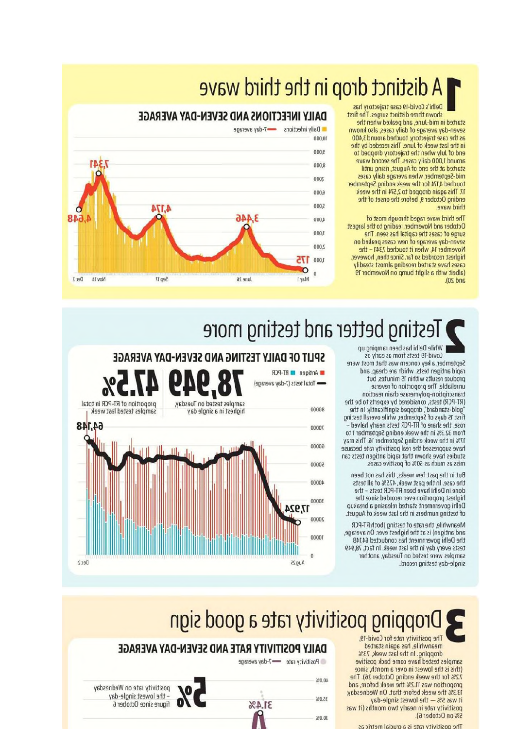# 1 A distinct drop in the third wave

Delhi's Covid-19 case trajectory has shown three distinct surges. The first started in mid-June, and peaked when the seven-day average of daily cases, also known as the case trajectory, touched around 3,400 in the last week of June. This receded by the end of July when the trajectory dropped to around 1,000 daily cases. The second wave started at the end of August, rising until mid-September, when average daily cases touched 4,174 for the week ending September 17. This again dropped to 2,574 in the week ending October 9, before the onset of the third wave.

The third wave raged through most of October and November, leading to the largest surge of cases the capital has seen. The seven-day average of new cases peaked on November 14, when it touched 7,341 – the highest recorded so far. Since then, however, cases have started receding almost steadily (albeit with a slight bump on November 19 and 20).

**DAILY INFECTIONS AND SEVEN-DAY AVERAGE**

Daily infections — 7-day average

Labels: 175 (May 1), 3,446 (June 26), 4,174 (Sep 17), 7,341 (Nov 14), 4,648 (Dec 2)

# 2 Testing better and testing more

While Delhi has been ramping up Covid-19 tests from as early as September, a key concern was that most were rapid antigen tests, which are cheap, and produce results within 15 minutes but unreliable. The proportion of reverse transcription-polymerase chain reaction (RT-PCR tests, considered by experts to be the "gold-standard", dropped significantly. In the first 15 days of September, while overall testing rose, the share of RT-PCR tests nearly halved – from 32.3% in the week ending September 1 to 17% in the week ending September 16. This may have suppressed the real positivity rate because studies have shown that rapid antigen tests can miss as much as 50% of positive cases.

But in the past few weeks, this has not been the case. In the past week, 47.5% of all tests done in Delhi have been RT-PCR tests – the highest proportion ever recorded since the Delhi government started releasing a breakup of testing numbers in the last week of August.

Meanwhile, the rate of testing (both RT-PCR and antigen) is at the highest ever. On average, the Delhi government has conducted 64,148 tests every day in the last week. In fact, 78,949 samples were tested on Tuesday, another single-day testing record.

**SPLIT OF DAILY TESTING AND SEVEN-DAY AVERAGE**

Antigen — RT-PCR — Total tests (7-day average)

**78,949** samples tested on Tuesday, highest in a single day

**47.5%** proportion of RT-PCR in total samples tested last week

Labels: 17,924 (Aug 25), 64,148 (Dec 2)

# 3 Dropping positivity rate a good sign

The positivity rate for Covid-19, meanwhile, has again started dropping. In the last week, 7.3% samples tested have come back positive (this is the lowest in over a month, since 7.2% for the week ending October 26). The proportion was 11.2% the week before, and 13.3% the week before that. On Wednesday, it was 5% — the lowest single-day positivity rate in nearly two months (it was 5% on October 6).

The positivity rate is a crucial metric as

**DAILY POSITIVITY RATE AND SEVEN-DAY AVERAGE**

Positivity rate — 7-day average

**5%** positivity rate on Wednesday – the lowest single-day figure since October 6

Label: 31.4%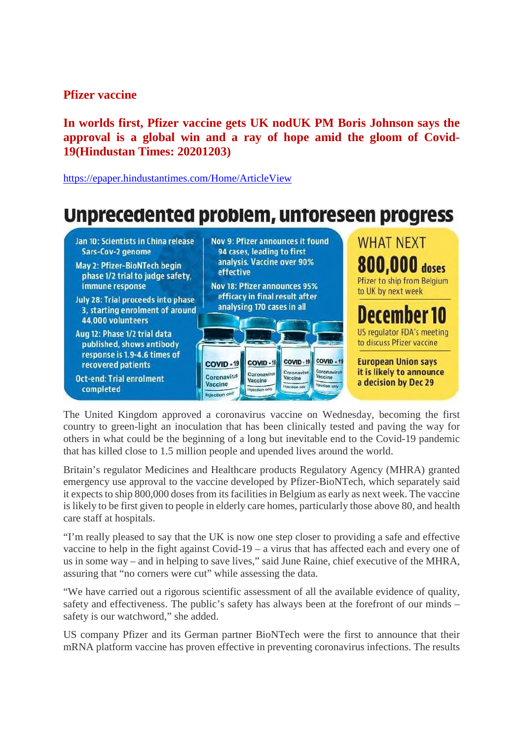**Pfizer vaccine**

**In worlds first, Pfizer vaccine gets UK nodUK PM Boris Johnson says the approval is a global win and a ray of hope amid the gloom of Covid-19(Hindustan Times: 20201203)**

https://epaper.hindustantimes.com/Home/ArticleView

## Unprecedented problem, unforeseen progress

Jan 10: Scientists in China release Sars-Cov-2 genome

May 2: Pfizer-BioNTech begin phase 1/2 trial to judge safety, immune response

July 28: Trial proceeds into phase 3, starting enrolment of around 44,000 volunteers

Aug 12: Phase 1/2 trial data published, shows antibody response is 1.9-4.6 times of recovered patients

Oct-end: Trial enrolment completed

Nov 9: Pfizer announces it found 94 cases, leading to first analysis. Vaccine over 90% effective

Nov 18: Pfizer announces 95% efficacy in final result after analysing 170 cases in all

WHAT NEXT

**800,000 doses** Pfizer to ship from Belgium to UK by next week

**December 10** US regulator FDA's meeting to discuss Pfizer vaccine

**European Union says it is likely to announce a decision by Dec 29**

The United Kingdom approved a coronavirus vaccine on Wednesday, becoming the first country to green-light an inoculation that has been clinically tested and paving the way for others in what could be the beginning of a long but inevitable end to the Covid-19 pandemic that has killed close to 1.5 million people and upended lives around the world.

Britain's regulator Medicines and Healthcare products Regulatory Agency (MHRA) granted emergency use approval to the vaccine developed by Pfizer-BioNTech, which separately said it expects to ship 800,000 doses from its facilities in Belgium as early as next week. The vaccine is likely to be first given to people in elderly care homes, particularly those above 80, and health care staff at hospitals.

"I'm really pleased to say that the UK is now one step closer to providing a safe and effective vaccine to help in the fight against Covid-19 – a virus that has affected each and every one of us in some way – and in helping to save lives," said June Raine, chief executive of the MHRA, assuring that "no corners were cut" while assessing the data.

"We have carried out a rigorous scientific assessment of all the available evidence of quality, safety and effectiveness. The public's safety has always been at the forefront of our minds – safety is our watchword," she added.

US company Pfizer and its German partner BioNTech were the first to announce that their mRNA platform vaccine has proven effective in preventing coronavirus infections. The results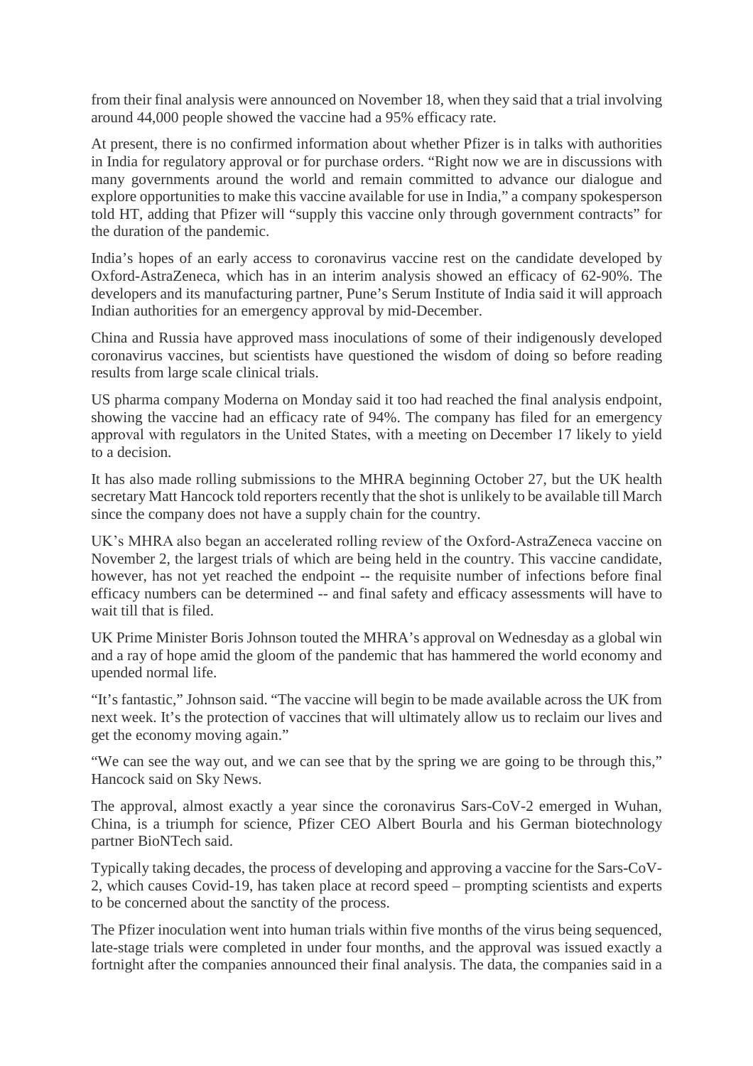from their final analysis were announced on November 18, when they said that a trial involving around 44,000 people showed the vaccine had a 95% efficacy rate.

At present, there is no confirmed information about whether Pfizer is in talks with authorities in India for regulatory approval or for purchase orders. "Right now we are in discussions with many governments around the world and remain committed to advance our dialogue and explore opportunities to make this vaccine available for use in India," a company spokesperson told HT, adding that Pfizer will "supply this vaccine only through government contracts" for the duration of the pandemic.

India's hopes of an early access to coronavirus vaccine rest on the candidate developed by Oxford-AstraZeneca, which has in an interim analysis showed an efficacy of 62-90%. The developers and its manufacturing partner, Pune's Serum Institute of India said it will approach Indian authorities for an emergency approval by mid-December.

China and Russia have approved mass inoculations of some of their indigenously developed coronavirus vaccines, but scientists have questioned the wisdom of doing so before reading results from large scale clinical trials.

US pharma company Moderna on Monday said it too had reached the final analysis endpoint, showing the vaccine had an efficacy rate of 94%. The company has filed for an emergency approval with regulators in the United States, with a meeting on December 17 likely to yield to a decision.

It has also made rolling submissions to the MHRA beginning October 27, but the UK health secretary Matt Hancock told reporters recently that the shot is unlikely to be available till March since the company does not have a supply chain for the country.

UK's MHRA also began an accelerated rolling review of the Oxford-AstraZeneca vaccine on November 2, the largest trials of which are being held in the country. This vaccine candidate, however, has not yet reached the endpoint -- the requisite number of infections before final efficacy numbers can be determined -- and final safety and efficacy assessments will have to wait till that is filed.

UK Prime Minister Boris Johnson touted the MHRA's approval on Wednesday as a global win and a ray of hope amid the gloom of the pandemic that has hammered the world economy and upended normal life.

"It's fantastic," Johnson said. "The vaccine will begin to be made available across the UK from next week. It's the protection of vaccines that will ultimately allow us to reclaim our lives and get the economy moving again."

"We can see the way out, and we can see that by the spring we are going to be through this," Hancock said on Sky News.

The approval, almost exactly a year since the coronavirus Sars-CoV-2 emerged in Wuhan, China, is a triumph for science, Pfizer CEO Albert Bourla and his German biotechnology partner BioNTech said.

Typically taking decades, the process of developing and approving a vaccine for the Sars-CoV-2, which causes Covid-19, has taken place at record speed – prompting scientists and experts to be concerned about the sanctity of the process.

The Pfizer inoculation went into human trials within five months of the virus being sequenced, late-stage trials were completed in under four months, and the approval was issued exactly a fortnight after the companies announced their final analysis. The data, the companies said in a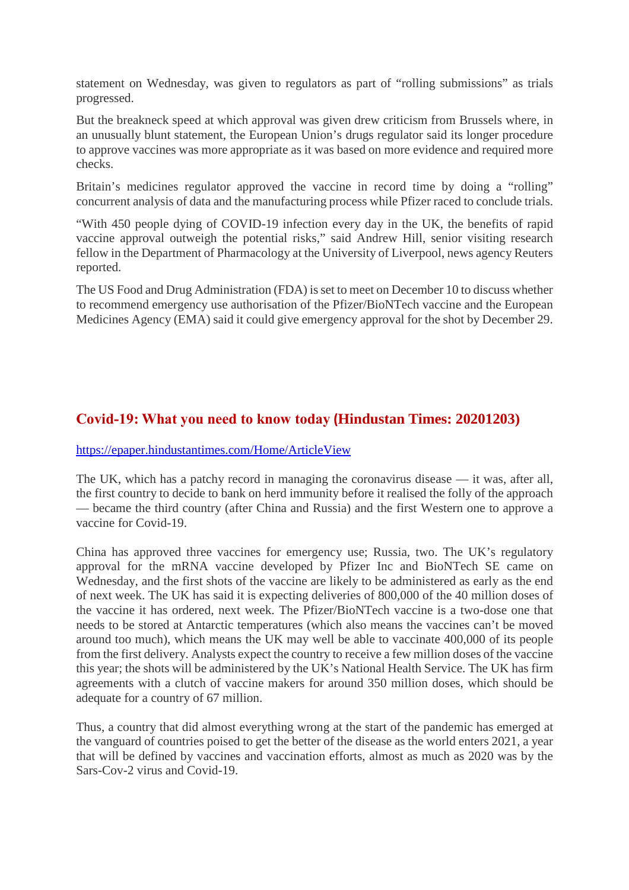statement on Wednesday, was given to regulators as part of "rolling submissions" as trials progressed.

But the breakneck speed at which approval was given drew criticism from Brussels where, in an unusually blunt statement, the European Union's drugs regulator said its longer procedure to approve vaccines was more appropriate as it was based on more evidence and required more checks.

Britain's medicines regulator approved the vaccine in record time by doing a "rolling" concurrent analysis of data and the manufacturing process while Pfizer raced to conclude trials.

"With 450 people dying of COVID-19 infection every day in the UK, the benefits of rapid vaccine approval outweigh the potential risks," said Andrew Hill, senior visiting research fellow in the Department of Pharmacology at the University of Liverpool, news agency Reuters reported.

The US Food and Drug Administration (FDA) is set to meet on December 10 to discuss whether to recommend emergency use authorisation of the Pfizer/BioNTech vaccine and the European Medicines Agency (EMA) said it could give emergency approval for the shot by December 29.

## Covid-19: What you need to know today (Hindustan Times: 20201203)

https://epaper.hindustantimes.com/Home/ArticleView

The UK, which has a patchy record in managing the coronavirus disease — it was, after all, the first country to decide to bank on herd immunity before it realised the folly of the approach — became the third country (after China and Russia) and the first Western one to approve a vaccine for Covid-19.

China has approved three vaccines for emergency use; Russia, two. The UK's regulatory approval for the mRNA vaccine developed by Pfizer Inc and BioNTech SE came on Wednesday, and the first shots of the vaccine are likely to be administered as early as the end of next week. The UK has said it is expecting deliveries of 800,000 of the 40 million doses of the vaccine it has ordered, next week. The Pfizer/BioNTech vaccine is a two-dose one that needs to be stored at Antarctic temperatures (which also means the vaccines can't be moved around too much), which means the UK may well be able to vaccinate 400,000 of its people from the first delivery. Analysts expect the country to receive a few million doses of the vaccine this year; the shots will be administered by the UK's National Health Service. The UK has firm agreements with a clutch of vaccine makers for around 350 million doses, which should be adequate for a country of 67 million.

Thus, a country that did almost everything wrong at the start of the pandemic has emerged at the vanguard of countries poised to get the better of the disease as the world enters 2021, a year that will be defined by vaccines and vaccination efforts, almost as much as 2020 was by the Sars-Cov-2 virus and Covid-19.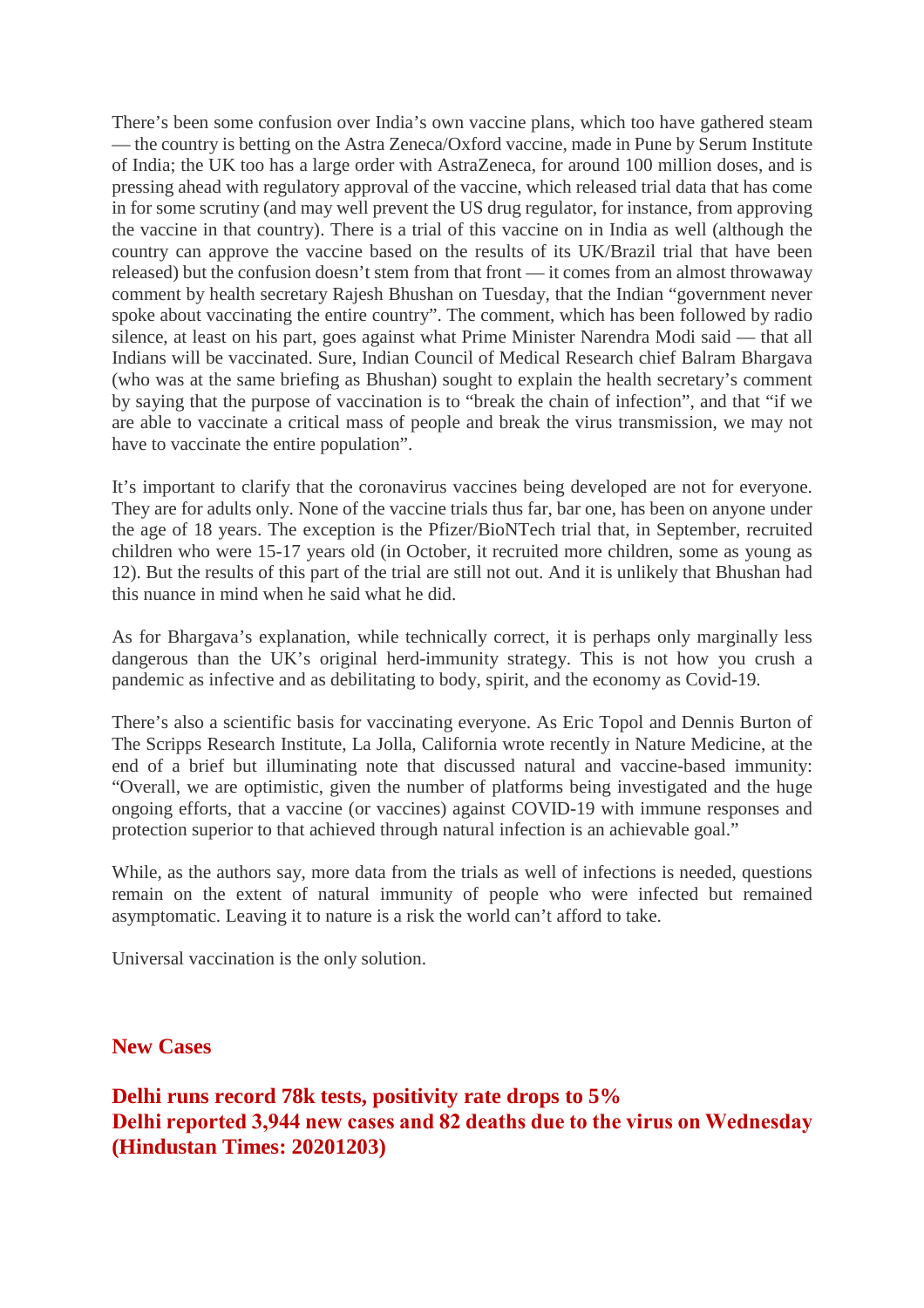There's been some confusion over India's own vaccine plans, which too have gathered steam — the country is betting on the Astra Zeneca/Oxford vaccine, made in Pune by Serum Institute of India; the UK too has a large order with AstraZeneca, for around 100 million doses, and is pressing ahead with regulatory approval of the vaccine, which released trial data that has come in for some scrutiny (and may well prevent the US drug regulator, for instance, from approving the vaccine in that country). There is a trial of this vaccine on in India as well (although the country can approve the vaccine based on the results of its UK/Brazil trial that have been released) but the confusion doesn't stem from that front — it comes from an almost throwaway comment by health secretary Rajesh Bhushan on Tuesday, that the Indian "government never spoke about vaccinating the entire country". The comment, which has been followed by radio silence, at least on his part, goes against what Prime Minister Narendra Modi said — that all Indians will be vaccinated. Sure, Indian Council of Medical Research chief Balram Bhargava (who was at the same briefing as Bhushan) sought to explain the health secretary's comment by saying that the purpose of vaccination is to "break the chain of infection", and that "if we are able to vaccinate a critical mass of people and break the virus transmission, we may not have to vaccinate the entire population".

It's important to clarify that the coronavirus vaccines being developed are not for everyone. They are for adults only. None of the vaccine trials thus far, bar one, has been on anyone under the age of 18 years. The exception is the Pfizer/BioNTech trial that, in September, recruited children who were 15-17 years old (in October, it recruited more children, some as young as 12). But the results of this part of the trial are still not out. And it is unlikely that Bhushan had this nuance in mind when he said what he did.

As for Bhargava's explanation, while technically correct, it is perhaps only marginally less dangerous than the UK's original herd-immunity strategy. This is not how you crush a pandemic as infective and as debilitating to body, spirit, and the economy as Covid-19.

There's also a scientific basis for vaccinating everyone. As Eric Topol and Dennis Burton of The Scripps Research Institute, La Jolla, California wrote recently in Nature Medicine, at the end of a brief but illuminating note that discussed natural and vaccine-based immunity: "Overall, we are optimistic, given the number of platforms being investigated and the huge ongoing efforts, that a vaccine (or vaccines) against COVID-19 with immune responses and protection superior to that achieved through natural infection is an achievable goal."

While, as the authors say, more data from the trials as well of infections is needed, questions remain on the extent of natural immunity of people who were infected but remained asymptomatic. Leaving it to nature is a risk the world can't afford to take.

Universal vaccination is the only solution.

## New Cases

**Delhi runs record 78k tests, positivity rate drops to 5%**
**Delhi reported 3,944 new cases and 82 deaths due to the virus on Wednesday (Hindustan Times: 20201203)**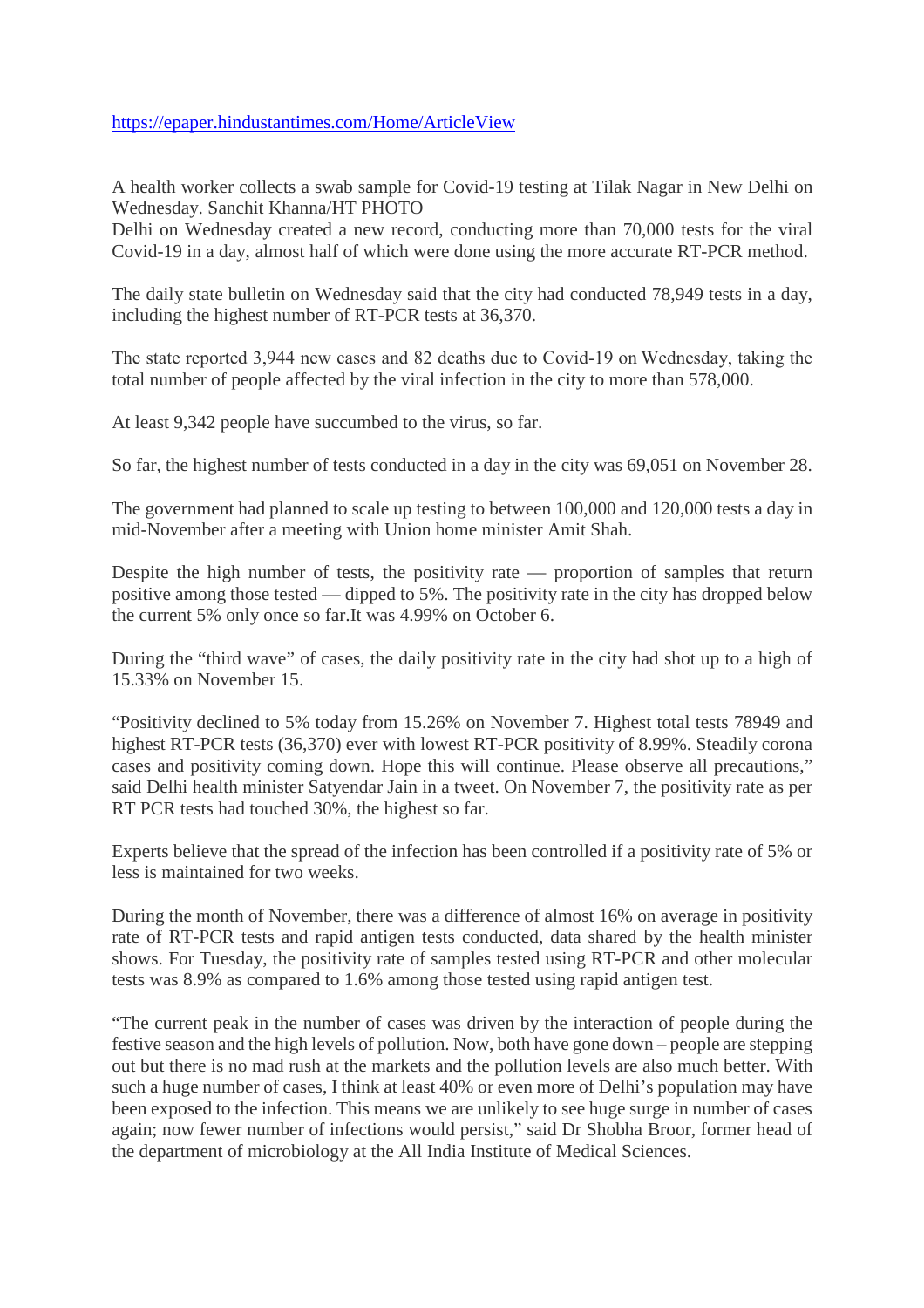https://epaper.hindustantimes.com/Home/ArticleView

A health worker collects a swab sample for Covid-19 testing at Tilak Nagar in New Delhi on Wednesday. Sanchit Khanna/HT PHOTO

Delhi on Wednesday created a new record, conducting more than 70,000 tests for the viral Covid-19 in a day, almost half of which were done using the more accurate RT-PCR method.

The daily state bulletin on Wednesday said that the city had conducted 78,949 tests in a day, including the highest number of RT-PCR tests at 36,370.

The state reported 3,944 new cases and 82 deaths due to Covid-19 on Wednesday, taking the total number of people affected by the viral infection in the city to more than 578,000.

At least 9,342 people have succumbed to the virus, so far.

So far, the highest number of tests conducted in a day in the city was 69,051 on November 28.

The government had planned to scale up testing to between 100,000 and 120,000 tests a day in mid-November after a meeting with Union home minister Amit Shah.

Despite the high number of tests, the positivity rate — proportion of samples that return positive among those tested — dipped to 5%. The positivity rate in the city has dropped below the current 5% only once so far.It was 4.99% on October 6.

During the "third wave" of cases, the daily positivity rate in the city had shot up to a high of 15.33% on November 15.

"Positivity declined to 5% today from 15.26% on November 7. Highest total tests 78949 and highest RT-PCR tests (36,370) ever with lowest RT-PCR positivity of 8.99%. Steadily corona cases and positivity coming down. Hope this will continue. Please observe all precautions," said Delhi health minister Satyendar Jain in a tweet. On November 7, the positivity rate as per RT PCR tests had touched 30%, the highest so far.

Experts believe that the spread of the infection has been controlled if a positivity rate of 5% or less is maintained for two weeks.

During the month of November, there was a difference of almost 16% on average in positivity rate of RT-PCR tests and rapid antigen tests conducted, data shared by the health minister shows. For Tuesday, the positivity rate of samples tested using RT-PCR and other molecular tests was 8.9% as compared to 1.6% among those tested using rapid antigen test.

"The current peak in the number of cases was driven by the interaction of people during the festive season and the high levels of pollution. Now, both have gone down – people are stepping out but there is no mad rush at the markets and the pollution levels are also much better. With such a huge number of cases, I think at least 40% or even more of Delhi's population may have been exposed to the infection. This means we are unlikely to see huge surge in number of cases again; now fewer number of infections would persist," said Dr Shobha Broor, former head of the department of microbiology at the All India Institute of Medical Sciences.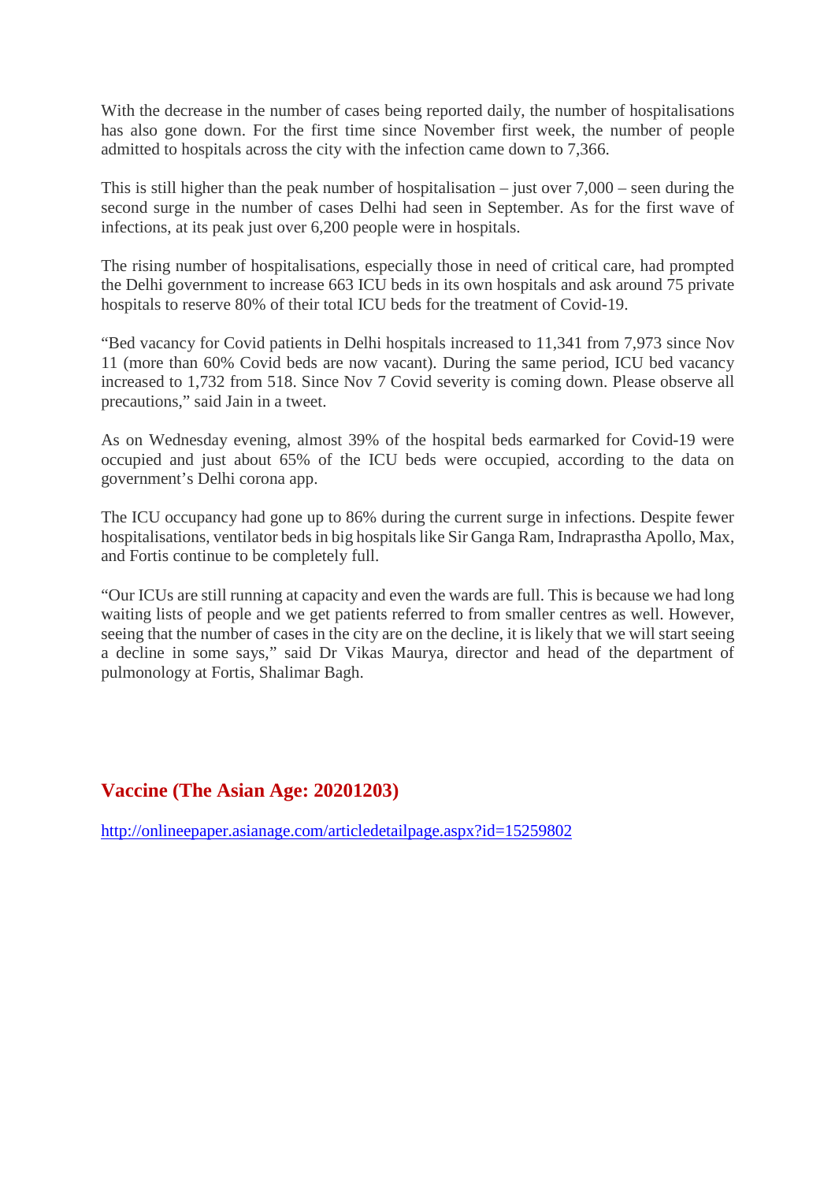With the decrease in the number of cases being reported daily, the number of hospitalisations has also gone down. For the first time since November first week, the number of people admitted to hospitals across the city with the infection came down to 7,366.

This is still higher than the peak number of hospitalisation – just over 7,000 – seen during the second surge in the number of cases Delhi had seen in September. As for the first wave of infections, at its peak just over 6,200 people were in hospitals.

The rising number of hospitalisations, especially those in need of critical care, had prompted the Delhi government to increase 663 ICU beds in its own hospitals and ask around 75 private hospitals to reserve 80% of their total ICU beds for the treatment of Covid-19.

"Bed vacancy for Covid patients in Delhi hospitals increased to 11,341 from 7,973 since Nov 11 (more than 60% Covid beds are now vacant). During the same period, ICU bed vacancy increased to 1,732 from 518. Since Nov 7 Covid severity is coming down. Please observe all precautions," said Jain in a tweet.

As on Wednesday evening, almost 39% of the hospital beds earmarked for Covid-19 were occupied and just about 65% of the ICU beds were occupied, according to the data on government's Delhi corona app.

The ICU occupancy had gone up to 86% during the current surge in infections. Despite fewer hospitalisations, ventilator beds in big hospitals like Sir Ganga Ram, Indraprastha Apollo, Max, and Fortis continue to be completely full.

"Our ICUs are still running at capacity and even the wards are full. This is because we had long waiting lists of people and we get patients referred to from smaller centres as well. However, seeing that the number of cases in the city are on the decline, it is likely that we will start seeing a decline in some says," said Dr Vikas Maurya, director and head of the department of pulmonology at Fortis, Shalimar Bagh.

## Vaccine (The Asian Age: 20201203)

http://onlineepaper.asianage.com/articledetailpage.aspx?id=15259802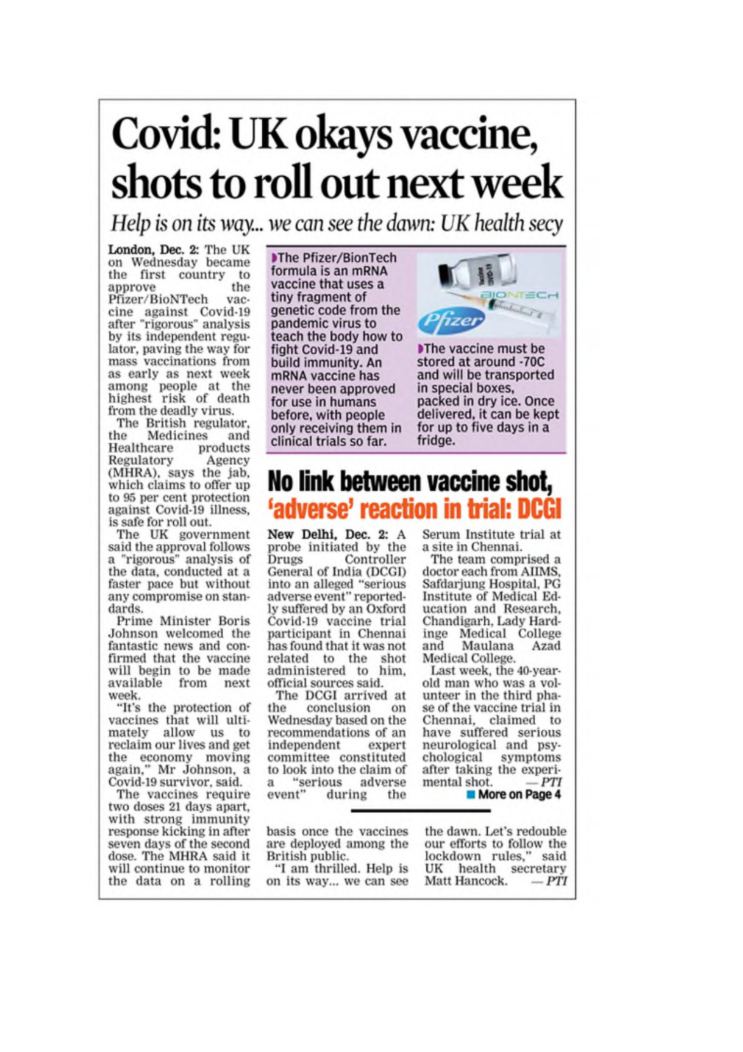# Covid: UK okays vaccine, shots to roll out next week

*Help is on its way... we can see the dawn: UK health secy*

**London, Dec. 2:** The UK on Wednesday became the first country to approve the Pfizer/BioNTech vaccine against Covid-19 after "rigorous" analysis by its independent regulator, paving the way for mass vaccinations from as early as next week among people at the highest risk of death from the deadly virus.

The British regulator, the Medicines and Healthcare products Regulatory Agency (MHRA), says the jab, which claims to offer up to 95 per cent protection against Covid-19 illness, is safe for roll out.

The UK government said the approval follows a "rigorous" analysis of the data, conducted at a faster pace but without any compromise on standards.

Prime Minister Boris Johnson welcomed the fantastic news and confirmed that the vaccine will begin to be made available from next week.

"It's the protection of vaccines that will ultimately allow us to reclaim our lives and get the economy moving again," Mr Johnson, a Covid-19 survivor, said.

The vaccines require two doses 21 days apart, with strong immunity response kicking in after seven days of the second dose. The MHRA said it will continue to monitor the data on a rolling basis once the vaccines are deployed among the British public.

"I am thrilled. Help is on its way... we can see the dawn. Let's redouble our efforts to follow the lockdown rules," said UK health secretary Matt Hancock. — *PTI*

- The Pfizer/BionTech formula is an mRNA vaccine that uses a tiny fragment of genetic code from the pandemic virus to teach the body how to fight Covid-19 and build immunity. An mRNA vaccine has never been approved for use in humans before, with people only receiving them in clinical trials so far.
- The vaccine must be stored at around -70C and will be transported in special boxes, packed in dry ice. Once delivered, it can be kept for up to five days in a fridge.

## No link between vaccine shot, 'adverse' reaction in trial: DCGI

**New Delhi, Dec. 2:** A probe initiated by the Drugs Controller General of India (DCGI) into an alleged "serious adverse event" reportedly suffered by an Oxford Covid-19 vaccine trial participant in Chennai has found that it was not related to the shot administered to him, official sources said.

The DCGI arrived at the conclusion on Wednesday based on the recommendations of an independent expert committee constituted to look into the claim of a "serious adverse event" during the Serum Institute trial at a site in Chennai.

The team comprised a doctor each from AIIMS, Safdarjung Hospital, PG Institute of Medical Education and Research, Chandigarh, Lady Hardinge Medical College and Maulana Azad Medical College.

Last week, the 40-year-old man who was a volunteer in the third phase of the vaccine trial in Chennai, claimed to have suffered serious neurological and psychological symptoms after taking the experimental shot. — *PTI*

**More on Page 4**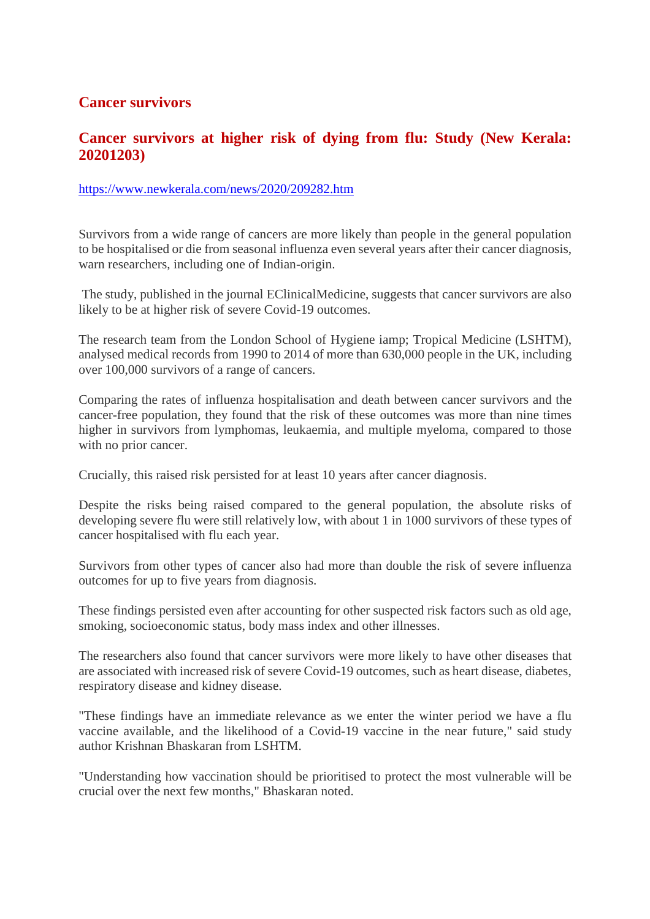## Cancer survivors

### Cancer survivors at higher risk of dying from flu: Study (New Kerala: 20201203)

https://www.newkerala.com/news/2020/209282.htm

Survivors from a wide range of cancers are more likely than people in the general population to be hospitalised or die from seasonal influenza even several years after their cancer diagnosis, warn researchers, including one of Indian-origin.

The study, published in the journal EClinicalMedicine, suggests that cancer survivors are also likely to be at higher risk of severe Covid-19 outcomes.

The research team from the London School of Hygiene iamp; Tropical Medicine (LSHTM), analysed medical records from 1990 to 2014 of more than 630,000 people in the UK, including over 100,000 survivors of a range of cancers.

Comparing the rates of influenza hospitalisation and death between cancer survivors and the cancer-free population, they found that the risk of these outcomes was more than nine times higher in survivors from lymphomas, leukaemia, and multiple myeloma, compared to those with no prior cancer.

Crucially, this raised risk persisted for at least 10 years after cancer diagnosis.

Despite the risks being raised compared to the general population, the absolute risks of developing severe flu were still relatively low, with about 1 in 1000 survivors of these types of cancer hospitalised with flu each year.

Survivors from other types of cancer also had more than double the risk of severe influenza outcomes for up to five years from diagnosis.

These findings persisted even after accounting for other suspected risk factors such as old age, smoking, socioeconomic status, body mass index and other illnesses.

The researchers also found that cancer survivors were more likely to have other diseases that are associated with increased risk of severe Covid-19 outcomes, such as heart disease, diabetes, respiratory disease and kidney disease.

"These findings have an immediate relevance as we enter the winter period we have a flu vaccine available, and the likelihood of a Covid-19 vaccine in the near future," said study author Krishnan Bhaskaran from LSHTM.

"Understanding how vaccination should be prioritised to protect the most vulnerable will be crucial over the next few months," Bhaskaran noted.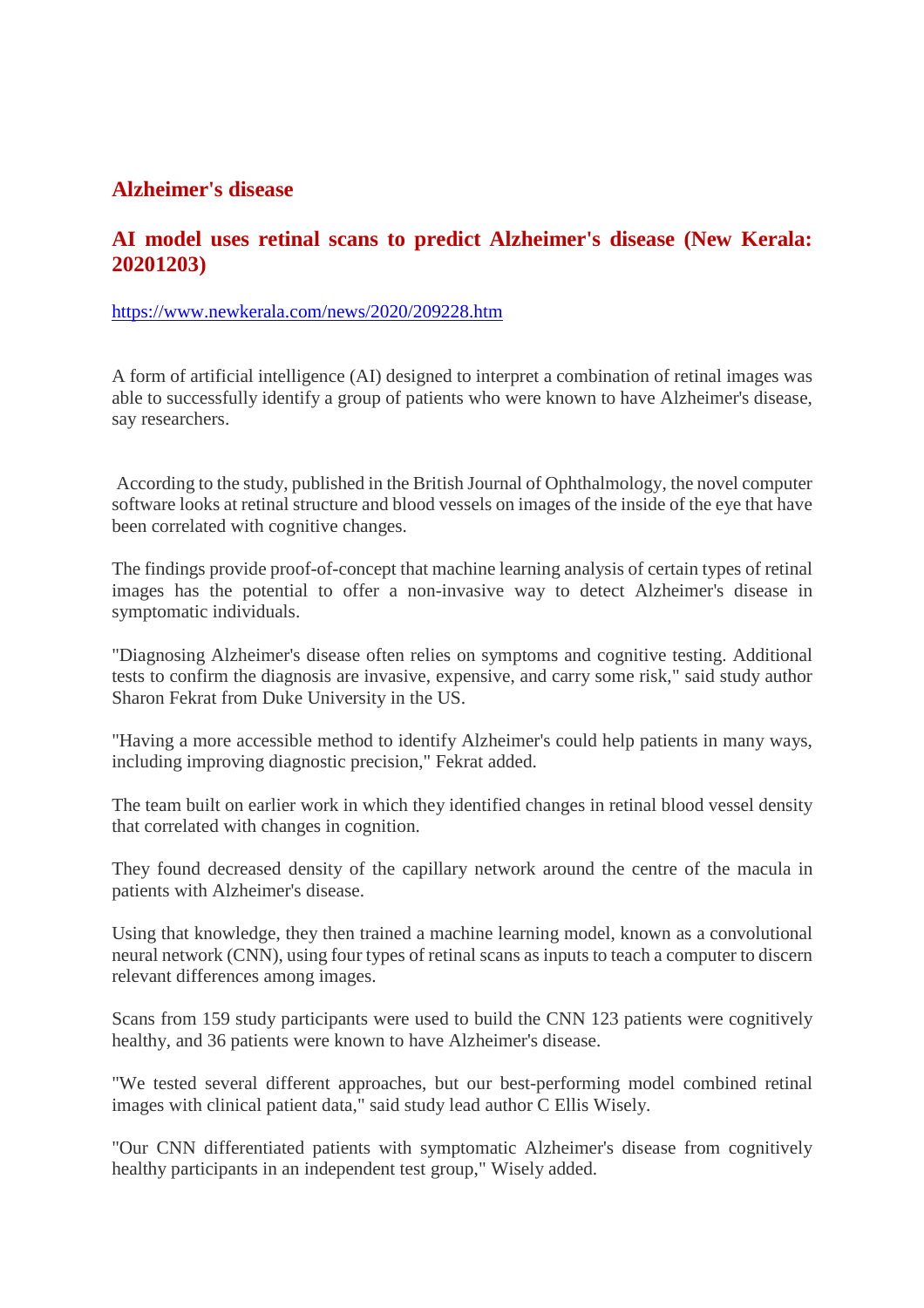## Alzheimer's disease

## AI model uses retinal scans to predict Alzheimer's disease (New Kerala: 20201203)

https://www.newkerala.com/news/2020/209228.htm

A form of artificial intelligence (AI) designed to interpret a combination of retinal images was able to successfully identify a group of patients who were known to have Alzheimer's disease, say researchers.

According to the study, published in the British Journal of Ophthalmology, the novel computer software looks at retinal structure and blood vessels on images of the inside of the eye that have been correlated with cognitive changes.

The findings provide proof-of-concept that machine learning analysis of certain types of retinal images has the potential to offer a non-invasive way to detect Alzheimer's disease in symptomatic individuals.

"Diagnosing Alzheimer's disease often relies on symptoms and cognitive testing. Additional tests to confirm the diagnosis are invasive, expensive, and carry some risk," said study author Sharon Fekrat from Duke University in the US.

"Having a more accessible method to identify Alzheimer's could help patients in many ways, including improving diagnostic precision," Fekrat added.

The team built on earlier work in which they identified changes in retinal blood vessel density that correlated with changes in cognition.

They found decreased density of the capillary network around the centre of the macula in patients with Alzheimer's disease.

Using that knowledge, they then trained a machine learning model, known as a convolutional neural network (CNN), using four types of retinal scans as inputs to teach a computer to discern relevant differences among images.

Scans from 159 study participants were used to build the CNN 123 patients were cognitively healthy, and 36 patients were known to have Alzheimer's disease.

"We tested several different approaches, but our best-performing model combined retinal images with clinical patient data," said study lead author C Ellis Wisely.

"Our CNN differentiated patients with symptomatic Alzheimer's disease from cognitively healthy participants in an independent test group," Wisely added.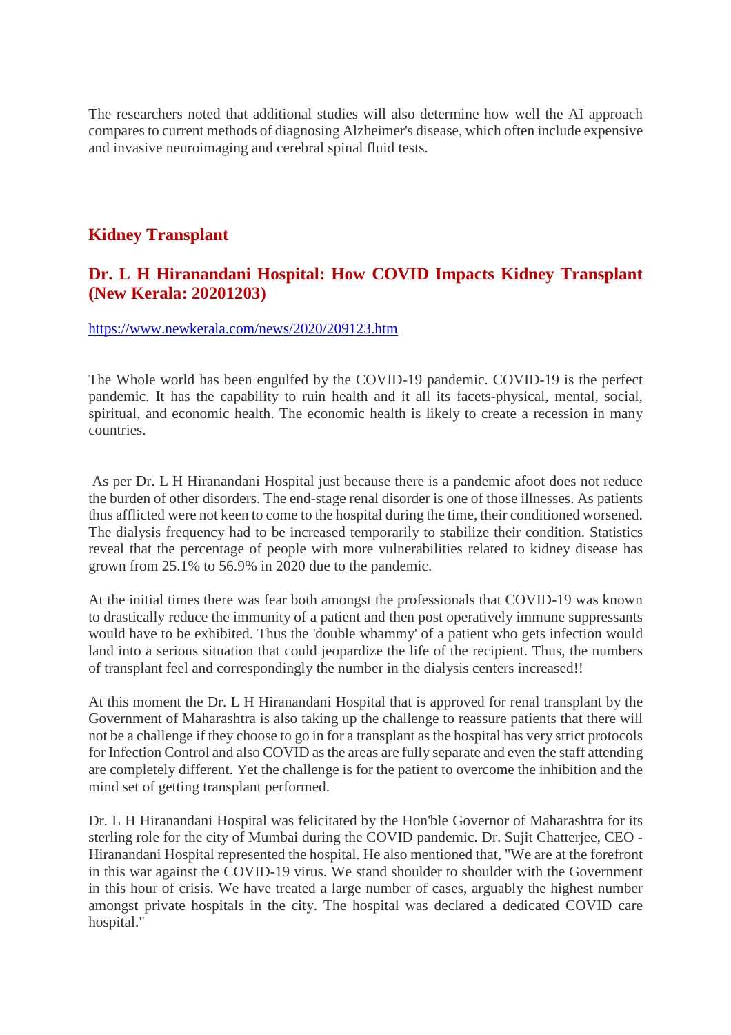The researchers noted that additional studies will also determine how well the AI approach compares to current methods of diagnosing Alzheimer's disease, which often include expensive and invasive neuroimaging and cerebral spinal fluid tests.

## Kidney Transplant

### Dr. L H Hiranandani Hospital: How COVID Impacts Kidney Transplant (New Kerala: 20201203)

https://www.newkerala.com/news/2020/209123.htm

The Whole world has been engulfed by the COVID-19 pandemic. COVID-19 is the perfect pandemic. It has the capability to ruin health and it all its facets-physical, mental, social, spiritual, and economic health. The economic health is likely to create a recession in many countries.

As per Dr. L H Hiranandani Hospital just because there is a pandemic afoot does not reduce the burden of other disorders. The end-stage renal disorder is one of those illnesses. As patients thus afflicted were not keen to come to the hospital during the time, their conditioned worsened. The dialysis frequency had to be increased temporarily to stabilize their condition. Statistics reveal that the percentage of people with more vulnerabilities related to kidney disease has grown from 25.1% to 56.9% in 2020 due to the pandemic.

At the initial times there was fear both amongst the professionals that COVID-19 was known to drastically reduce the immunity of a patient and then post operatively immune suppressants would have to be exhibited. Thus the 'double whammy' of a patient who gets infection would land into a serious situation that could jeopardize the life of the recipient. Thus, the numbers of transplant feel and correspondingly the number in the dialysis centers increased!!

At this moment the Dr. L H Hiranandani Hospital that is approved for renal transplant by the Government of Maharashtra is also taking up the challenge to reassure patients that there will not be a challenge if they choose to go in for a transplant as the hospital has very strict protocols for Infection Control and also COVID as the areas are fully separate and even the staff attending are completely different. Yet the challenge is for the patient to overcome the inhibition and the mind set of getting transplant performed.

Dr. L H Hiranandani Hospital was felicitated by the Hon'ble Governor of Maharashtra for its sterling role for the city of Mumbai during the COVID pandemic. Dr. Sujit Chatterjee, CEO - Hiranandani Hospital represented the hospital. He also mentioned that, "We are at the forefront in this war against the COVID-19 virus. We stand shoulder to shoulder with the Government in this hour of crisis. We have treated a large number of cases, arguably the highest number amongst private hospitals in the city. The hospital was declared a dedicated COVID care hospital."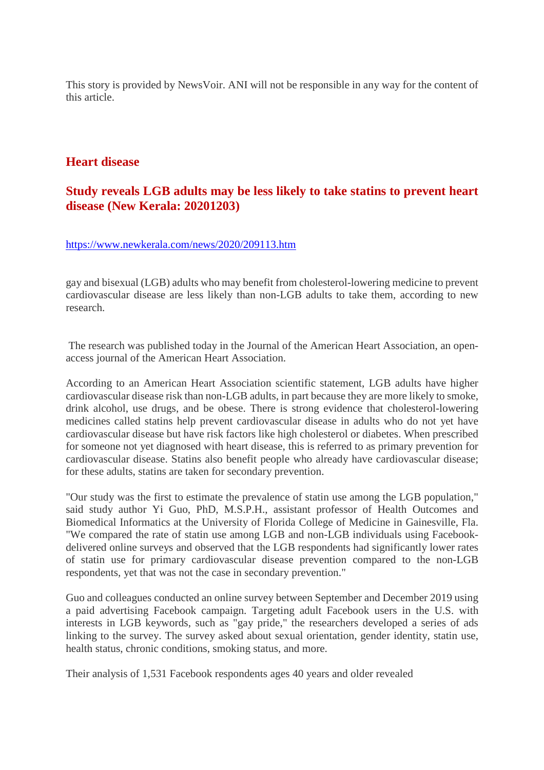This story is provided by NewsVoir. ANI will not be responsible in any way for the content of this article.

## Heart disease

### Study reveals LGB adults may be less likely to take statins to prevent heart disease (New Kerala: 20201203)

https://www.newkerala.com/news/2020/209113.htm

gay and bisexual (LGB) adults who may benefit from cholesterol-lowering medicine to prevent cardiovascular disease are less likely than non-LGB adults to take them, according to new research.

The research was published today in the Journal of the American Heart Association, an open-access journal of the American Heart Association.

According to an American Heart Association scientific statement, LGB adults have higher cardiovascular disease risk than non-LGB adults, in part because they are more likely to smoke, drink alcohol, use drugs, and be obese. There is strong evidence that cholesterol-lowering medicines called statins help prevent cardiovascular disease in adults who do not yet have cardiovascular disease but have risk factors like high cholesterol or diabetes. When prescribed for someone not yet diagnosed with heart disease, this is referred to as primary prevention for cardiovascular disease. Statins also benefit people who already have cardiovascular disease; for these adults, statins are taken for secondary prevention.

"Our study was the first to estimate the prevalence of statin use among the LGB population," said study author Yi Guo, PhD, M.S.P.H., assistant professor of Health Outcomes and Biomedical Informatics at the University of Florida College of Medicine in Gainesville, Fla. "We compared the rate of statin use among LGB and non-LGB individuals using Facebook-delivered online surveys and observed that the LGB respondents had significantly lower rates of statin use for primary cardiovascular disease prevention compared to the non-LGB respondents, yet that was not the case in secondary prevention."

Guo and colleagues conducted an online survey between September and December 2019 using a paid advertising Facebook campaign. Targeting adult Facebook users in the U.S. with interests in LGB keywords, such as "gay pride," the researchers developed a series of ads linking to the survey. The survey asked about sexual orientation, gender identity, statin use, health status, chronic conditions, smoking status, and more.

Their analysis of 1,531 Facebook respondents ages 40 years and older revealed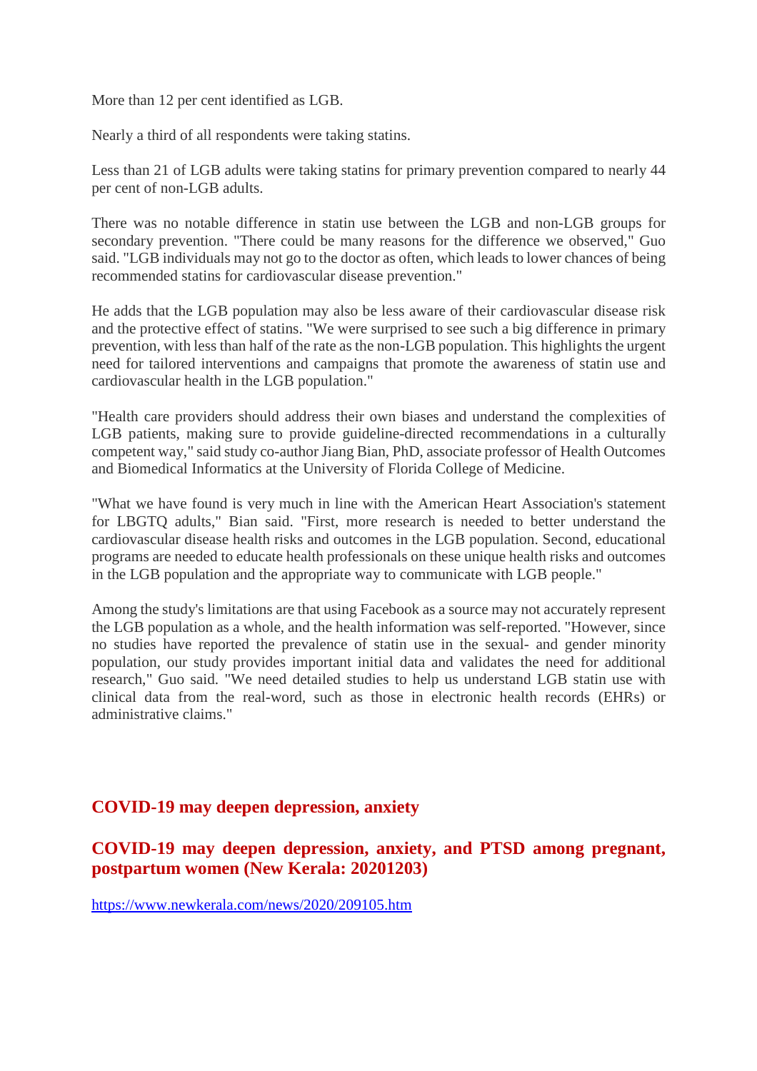More than 12 per cent identified as LGB.

Nearly a third of all respondents were taking statins.

Less than 21 of LGB adults were taking statins for primary prevention compared to nearly 44 per cent of non-LGB adults.

There was no notable difference in statin use between the LGB and non-LGB groups for secondary prevention. "There could be many reasons for the difference we observed," Guo said. "LGB individuals may not go to the doctor as often, which leads to lower chances of being recommended statins for cardiovascular disease prevention."

He adds that the LGB population may also be less aware of their cardiovascular disease risk and the protective effect of statins. "We were surprised to see such a big difference in primary prevention, with less than half of the rate as the non-LGB population. This highlights the urgent need for tailored interventions and campaigns that promote the awareness of statin use and cardiovascular health in the LGB population."

"Health care providers should address their own biases and understand the complexities of LGB patients, making sure to provide guideline-directed recommendations in a culturally competent way," said study co-author Jiang Bian, PhD, associate professor of Health Outcomes and Biomedical Informatics at the University of Florida College of Medicine.

"What we have found is very much in line with the American Heart Association's statement for LBGTQ adults," Bian said. "First, more research is needed to better understand the cardiovascular disease health risks and outcomes in the LGB population. Second, educational programs are needed to educate health professionals on these unique health risks and outcomes in the LGB population and the appropriate way to communicate with LGB people."

Among the study's limitations are that using Facebook as a source may not accurately represent the LGB population as a whole, and the health information was self-reported. "However, since no studies have reported the prevalence of statin use in the sexual- and gender minority population, our study provides important initial data and validates the need for additional research," Guo said. "We need detailed studies to help us understand LGB statin use with clinical data from the real-word, such as those in electronic health records (EHRs) or administrative claims."

## COVID-19 may deepen depression, anxiety

## COVID-19 may deepen depression, anxiety, and PTSD among pregnant, postpartum women (New Kerala: 20201203)

https://www.newkerala.com/news/2020/209105.htm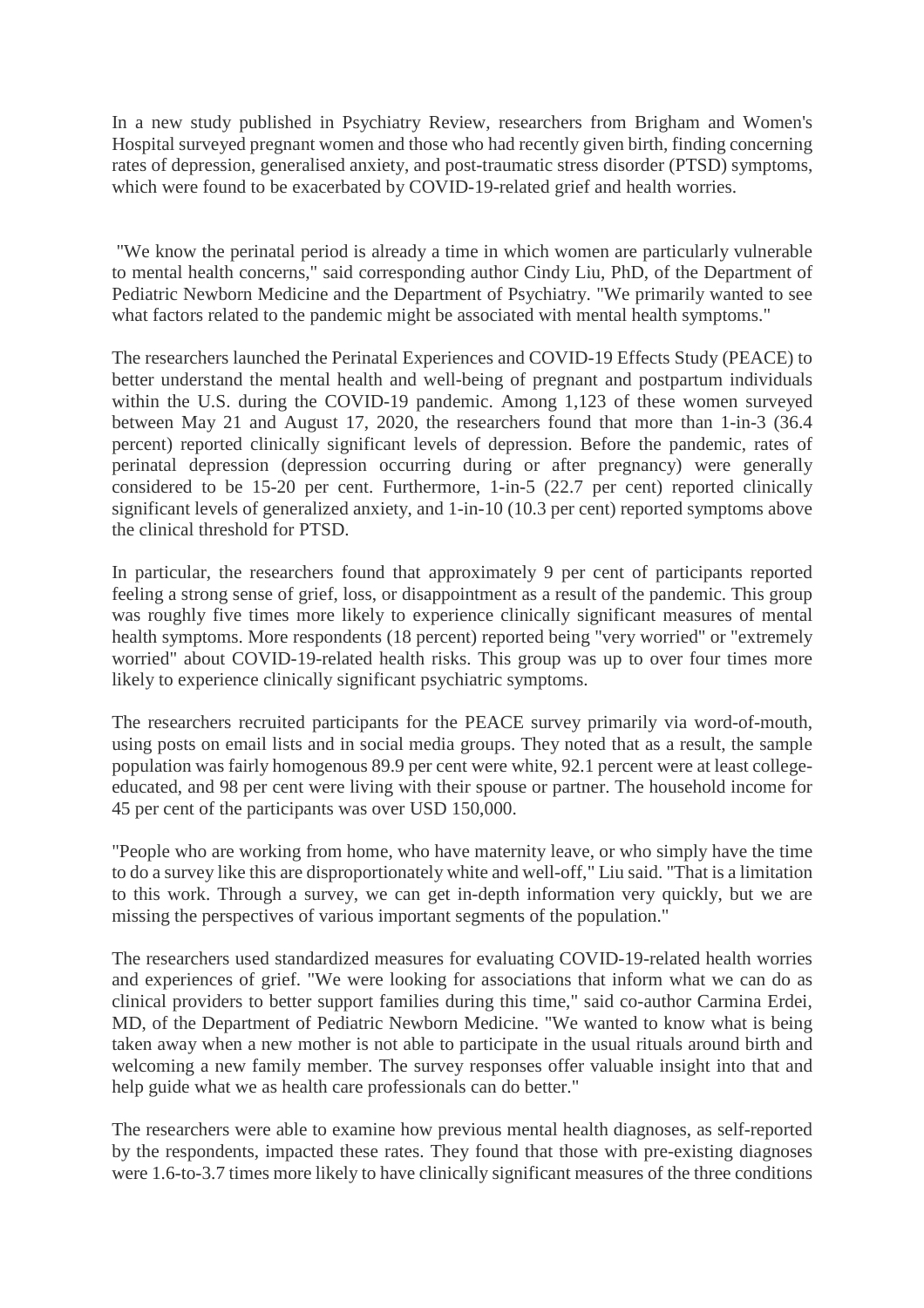In a new study published in Psychiatry Review, researchers from Brigham and Women's Hospital surveyed pregnant women and those who had recently given birth, finding concerning rates of depression, generalised anxiety, and post-traumatic stress disorder (PTSD) symptoms, which were found to be exacerbated by COVID-19-related grief and health worries.

"We know the perinatal period is already a time in which women are particularly vulnerable to mental health concerns," said corresponding author Cindy Liu, PhD, of the Department of Pediatric Newborn Medicine and the Department of Psychiatry. "We primarily wanted to see what factors related to the pandemic might be associated with mental health symptoms."

The researchers launched the Perinatal Experiences and COVID-19 Effects Study (PEACE) to better understand the mental health and well-being of pregnant and postpartum individuals within the U.S. during the COVID-19 pandemic. Among 1,123 of these women surveyed between May 21 and August 17, 2020, the researchers found that more than 1-in-3 (36.4 percent) reported clinically significant levels of depression. Before the pandemic, rates of perinatal depression (depression occurring during or after pregnancy) were generally considered to be 15-20 per cent. Furthermore, 1-in-5 (22.7 per cent) reported clinically significant levels of generalized anxiety, and 1-in-10 (10.3 per cent) reported symptoms above the clinical threshold for PTSD.

In particular, the researchers found that approximately 9 per cent of participants reported feeling a strong sense of grief, loss, or disappointment as a result of the pandemic. This group was roughly five times more likely to experience clinically significant measures of mental health symptoms. More respondents (18 percent) reported being "very worried" or "extremely worried" about COVID-19-related health risks. This group was up to over four times more likely to experience clinically significant psychiatric symptoms.

The researchers recruited participants for the PEACE survey primarily via word-of-mouth, using posts on email lists and in social media groups. They noted that as a result, the sample population was fairly homogenous 89.9 per cent were white, 92.1 percent were at least college-educated, and 98 per cent were living with their spouse or partner. The household income for 45 per cent of the participants was over USD 150,000.

"People who are working from home, who have maternity leave, or who simply have the time to do a survey like this are disproportionately white and well-off," Liu said. "That is a limitation to this work. Through a survey, we can get in-depth information very quickly, but we are missing the perspectives of various important segments of the population."

The researchers used standardized measures for evaluating COVID-19-related health worries and experiences of grief. "We were looking for associations that inform what we can do as clinical providers to better support families during this time," said co-author Carmina Erdei, MD, of the Department of Pediatric Newborn Medicine. "We wanted to know what is being taken away when a new mother is not able to participate in the usual rituals around birth and welcoming a new family member. The survey responses offer valuable insight into that and help guide what we as health care professionals can do better."

The researchers were able to examine how previous mental health diagnoses, as self-reported by the respondents, impacted these rates. They found that those with pre-existing diagnoses were 1.6-to-3.7 times more likely to have clinically significant measures of the three conditions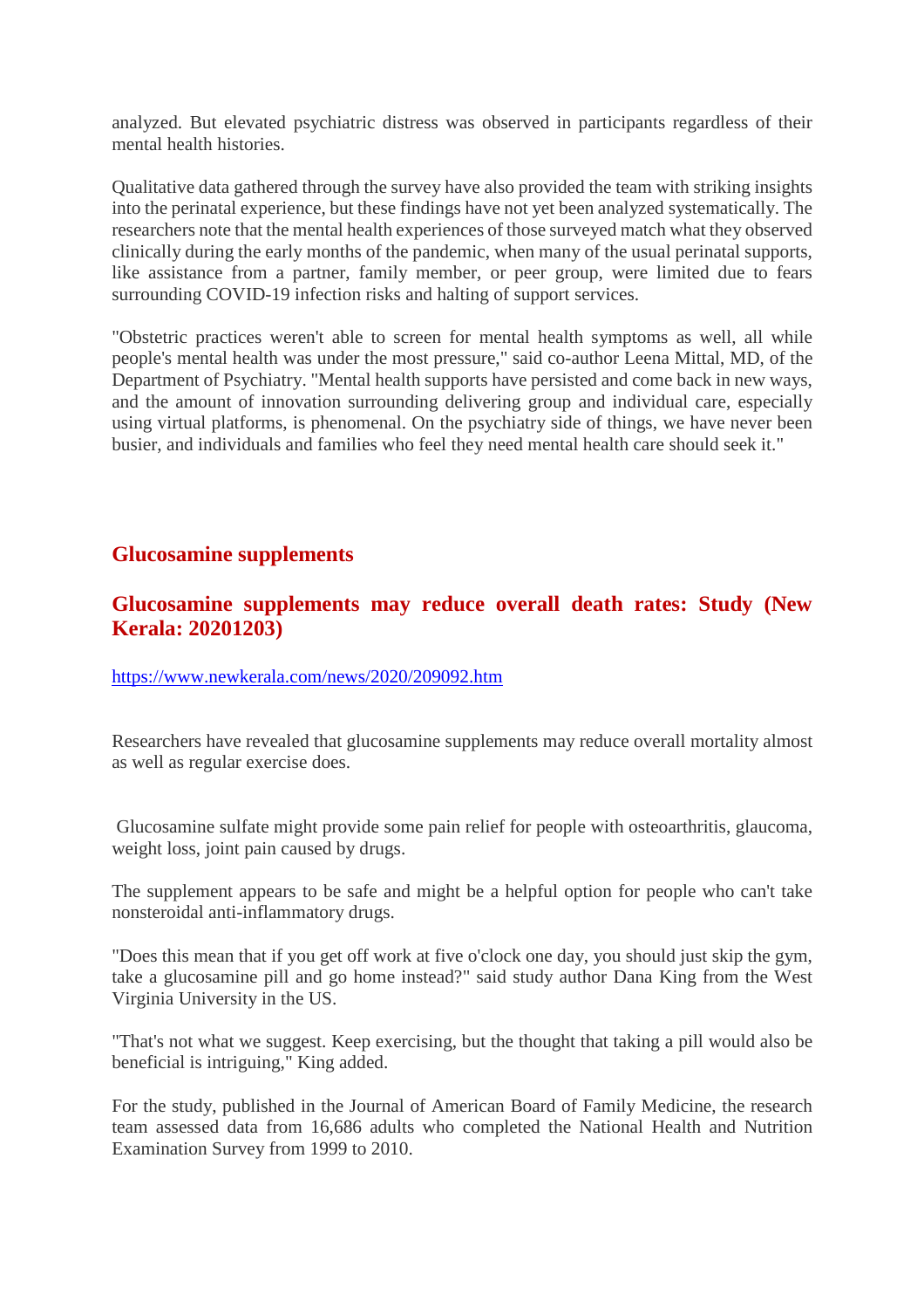analyzed. But elevated psychiatric distress was observed in participants regardless of their mental health histories.

Qualitative data gathered through the survey have also provided the team with striking insights into the perinatal experience, but these findings have not yet been analyzed systematically. The researchers note that the mental health experiences of those surveyed match what they observed clinically during the early months of the pandemic, when many of the usual perinatal supports, like assistance from a partner, family member, or peer group, were limited due to fears surrounding COVID-19 infection risks and halting of support services.

"Obstetric practices weren't able to screen for mental health symptoms as well, all while people's mental health was under the most pressure," said co-author Leena Mittal, MD, of the Department of Psychiatry. "Mental health supports have persisted and come back in new ways, and the amount of innovation surrounding delivering group and individual care, especially using virtual platforms, is phenomenal. On the psychiatry side of things, we have never been busier, and individuals and families who feel they need mental health care should seek it."

## Glucosamine supplements

### Glucosamine supplements may reduce overall death rates: Study (New Kerala: 20201203)

https://www.newkerala.com/news/2020/209092.htm

Researchers have revealed that glucosamine supplements may reduce overall mortality almost as well as regular exercise does.

Glucosamine sulfate might provide some pain relief for people with osteoarthritis, glaucoma, weight loss, joint pain caused by drugs.

The supplement appears to be safe and might be a helpful option for people who can't take nonsteroidal anti-inflammatory drugs.

"Does this mean that if you get off work at five o'clock one day, you should just skip the gym, take a glucosamine pill and go home instead?" said study author Dana King from the West Virginia University in the US.

"That's not what we suggest. Keep exercising, but the thought that taking a pill would also be beneficial is intriguing," King added.

For the study, published in the Journal of American Board of Family Medicine, the research team assessed data from 16,686 adults who completed the National Health and Nutrition Examination Survey from 1999 to 2010.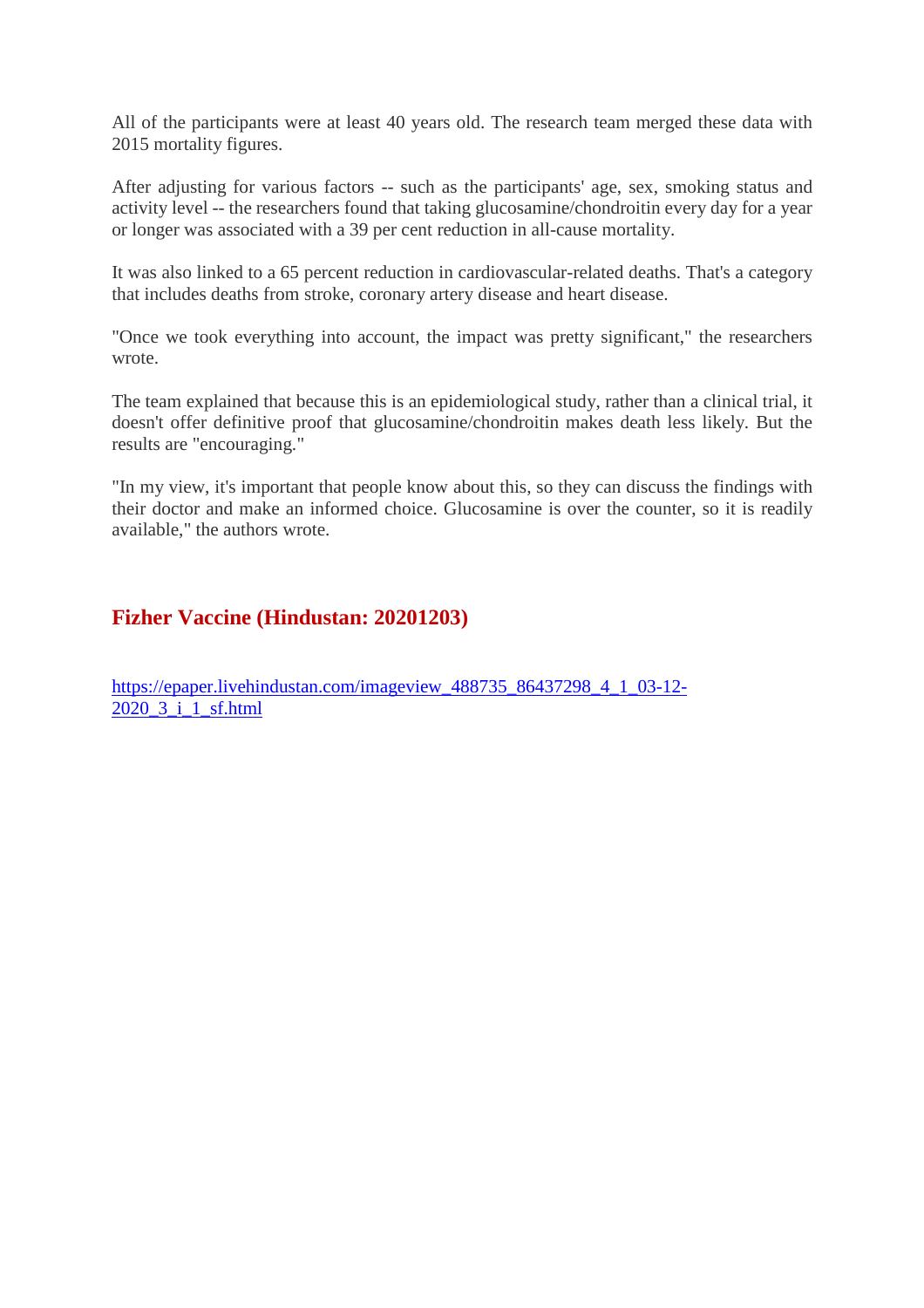All of the participants were at least 40 years old. The research team merged these data with 2015 mortality figures.

After adjusting for various factors -- such as the participants' age, sex, smoking status and activity level -- the researchers found that taking glucosamine/chondroitin every day for a year or longer was associated with a 39 per cent reduction in all-cause mortality.

It was also linked to a 65 percent reduction in cardiovascular-related deaths. That's a category that includes deaths from stroke, coronary artery disease and heart disease.

"Once we took everything into account, the impact was pretty significant," the researchers wrote.

The team explained that because this is an epidemiological study, rather than a clinical trial, it doesn't offer definitive proof that glucosamine/chondroitin makes death less likely. But the results are "encouraging."

"In my view, it's important that people know about this, so they can discuss the findings with their doctor and make an informed choice. Glucosamine is over the counter, so it is readily available," the authors wrote.

## Fizher Vaccine (Hindustan: 20201203)

[https://epaper.livehindustan.com/imageview_488735_86437298_4_1_03-12-2020_3_i_1_sf.html](https://epaper.livehindustan.com/imageview_488735_86437298_4_1_03-12-2020_3_i_1_sf.html)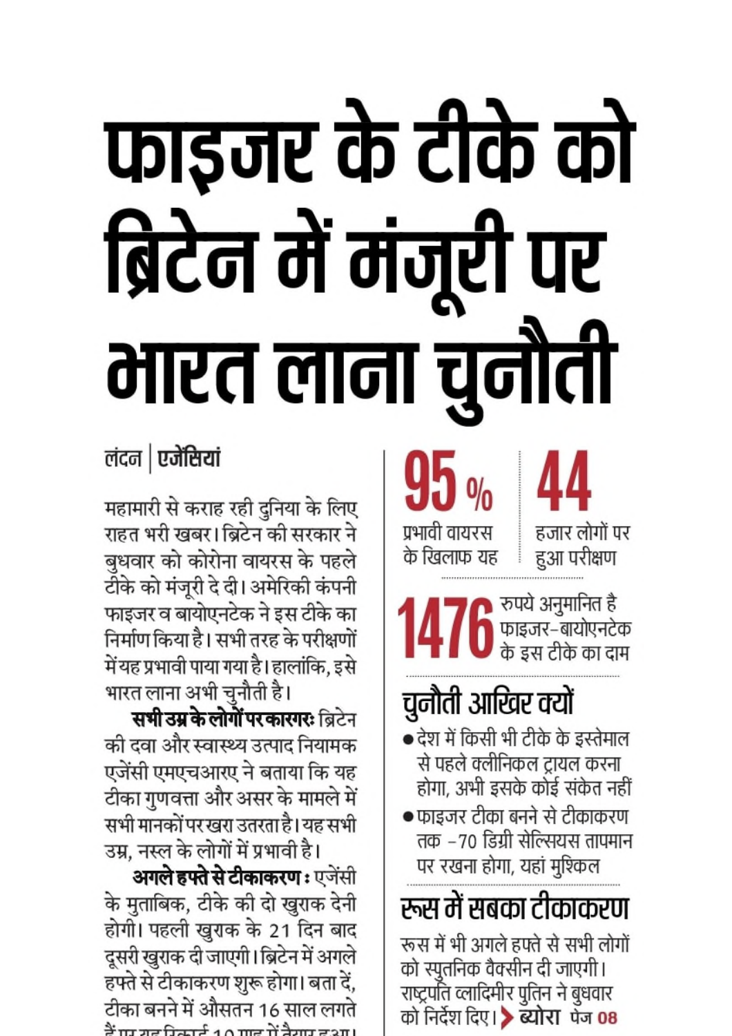# फाइजर के टीके को ब्रिटेन में मंजूरी पर भारत लाना चुनौती

लंदन | एजेंसियां

महामारी से कराह रही दुनिया के लिए राहत भरी खबर। ब्रिटेन की सरकार ने बुधवार को कोरोना वायरस के पहले टीके को मंजूरी दे दी। अमेरिकी कंपनी फाइजर व बायोएनटेक ने इस टीके का निर्माण किया है। सभी तरह के परीक्षणों में यह प्रभावी पाया गया है। हालांकि, इसे भारत लाना अभी चुनौती है।

**सभी उम्र के लोगों पर कारगर:** ब्रिटेन की दवा और स्वास्थ्य उत्पाद नियामक एजेंसी एमएचआरए ने बताया कि यह टीका गुणवत्ता और असर के मामले में सभी मानकों पर खरा उतरता है। यह सभी उम्र, नस्ल के लोगों में प्रभावी है।

**अगले हफ्ते से टीकाकरण :** एजेंसी के मुताबिक, टीके की दो खुराक देनी होगी। पहली खुराक के 21 दिन बाद दूसरी खुराक दी जाएगी। ब्रिटेन में अगले हफ्ते से टीकाकरण शुरू होगा। बता दें, टीका बनने में औसतन 16 साल लगते हैं पर यह रिकार्ड 10 माह में तैयार हुआ।

**95 %** प्रभावी वायरस के खिलाफ यह

**44** हजार लोगों पर हुआ परीक्षण

**1476** रुपये अनुमानित है फाइजर-बायोएनटेक के इस टीके का दाम

## चुनौती आखिर क्यों

- देश में किसी भी टीके के इस्तेमाल से पहले क्लीनिकल ट्रायल करना होगा, अभी इसके कोई संकेत नहीं
- फाइजर टीका बनने से टीकाकरण तक -70 डिग्री सेल्सियस तापमान पर रखना होगा, यहां मुश्किल

## रूस में सबका टीकाकरण

रूस में भी अगले हफ्ते से सभी लोगों को स्पुतनिक वैक्सीन दी जाएगी। राष्ट्रपति व्लादिमीर पुतिन ने बुधवार को निर्देश दिए। > **ब्योरा** पेज 08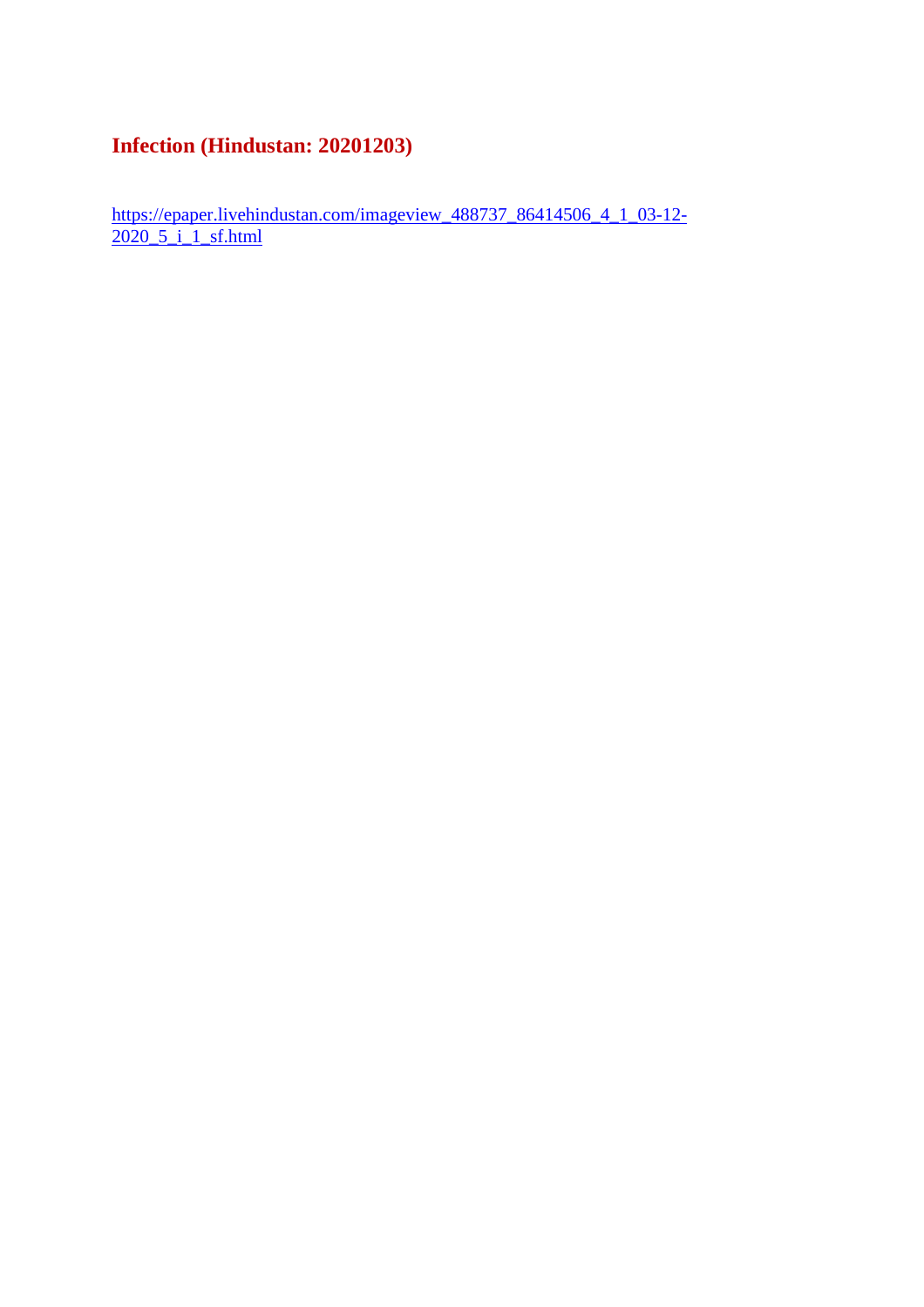## Infection (Hindustan: 20201203)

https://epaper.livehindustan.com/imageview_488737_86414506_4_1_03-12-2020_5_i_1_sf.html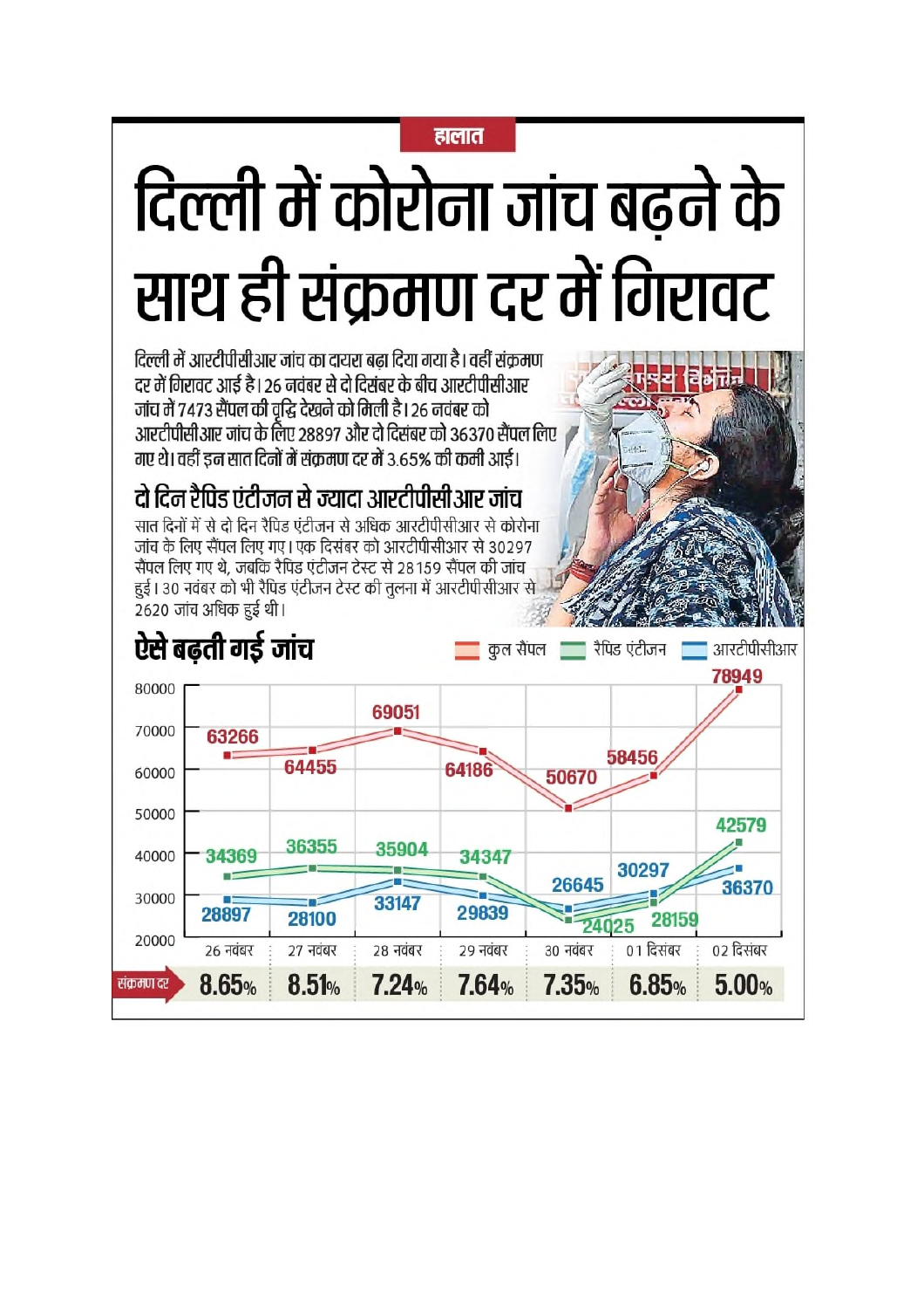हालात

# दिल्ली में कोरोना जांच बढ़ने के साथ ही संक्रमण दर में गिरावट

दिल्ली में आरटीपीसीआर जांच का दायरा बढ़ा दिया गया है। वहीं संक्रमण दर में गिरावट आई है। 26 नवंबर से दो दिसंबर के बीच आरटीपीसीआर जांच में 7473 सैंपल की वृद्धि देखने को मिली है। 26 नवंबर को आरटीपीसीआर जांच के लिए 28897 और दो दिसंबर को 36370 सैंपल लिए गए थे। वहीं इन सात दिनों में संक्रमण दर में 3.65% की कमी आई।

## दो दिन रैपिड एंटीजन से ज्यादा आरटीपीसीआर जांच

सात दिनों में से दो दिन रैपिड एंटीजन से अधिक आरटीपीसीआर से कोरोना जांच के लिए सैंपल लिए गए। एक दिसंबर को आरटीपीसीआर से 30297 सैंपल लिए गए थे, जबकि रैपिड एंटीजन टेस्ट से 28159 सैंपल की जांच हुई। 30 नवंबर को भी रैपिड एंटीजन टेस्ट की तुलना में आरटीपीसीआर से 2620 जांच अधिक हुई थी।

## ऐसे बढ़ती गई जांच

| | 26 नवंबर | 27 नवंबर | 28 नवंबर | 29 नवंबर | 30 नवंबर | 01 दिसंबर | 02 दिसंबर |
|---|---|---|---|---|---|---|---|
| कुल सैंपल | 63266 | 64455 | 69051 | 64186 | 50670 | 58456 | 78949 |
| रैपिड एंटीजन | 34369 | 36355 | 35904 | 34347 | 24025 | 28159 | 42579 |
| आरटीपीसीआर | 28897 | 28100 | 33147 | 29839 | 26645 | 30297 | 36370 |
| संक्रमण दर | 8.65% | 8.51% | 7.24% | 7.64% | 7.35% | 6.85% | 5.00% |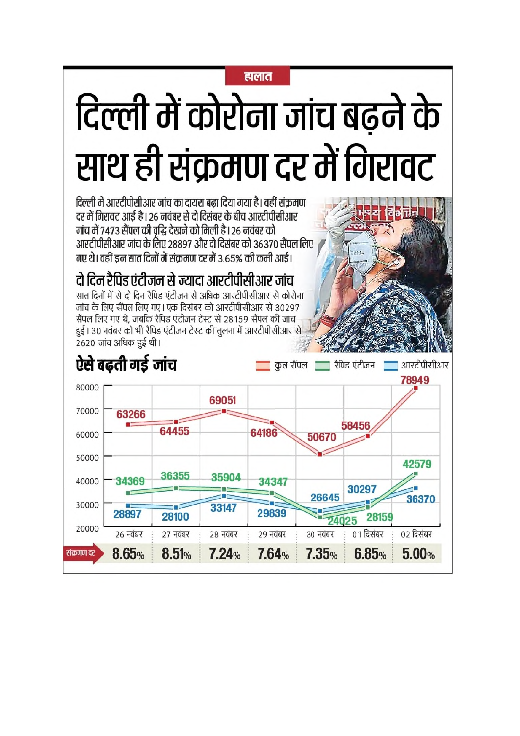हालात

# दिल्ली में कोरोना जांच बढ़ने के साथ ही संक्रमण दर में गिरावट

दिल्ली में आरटीपीसीआर जांच का दायरा बढ़ा दिया गया है। वहीं संक्रमण दर में गिरावट आई है। 26 नवंबर से दो दिसंबर के बीच आरटीपीसीआर जांच में 7473 सैंपल की वृद्धि देखने को मिली है। 26 नवंबर को आरटीपीसीआर जांच के लिए 28897 और दो दिसंबर को 36370 सैंपल लिए गए थे। वहीं इन सात दिनों में संक्रमण दर में 3.65% की कमी आई।

## दो दिन रैपिड एंटीजन से ज्यादा आरटीपीसीआर जांच

सात दिनों में से दो दिन रैपिड एंटीजन से अधिक आरटीपीसीआर से कोरोना जांच के लिए सैंपल लिए गए। एक दिसंबर को आरटीपीसीआर से 30297 सैंपल लिए गए थे, जबकि रैपिड एंटीजन टेस्ट से 28159 सैंपल की जांच हुई। 30 नवंबर को भी रैपिड एंटीजन टेस्ट की तुलना में आरटीपीसीआर से 2620 जांच अधिक हुई थी।

## ऐसे बढ़ती गई जांच

कुल सैंपल
रैपिड एंटीजन
आरटीपीसीआर

80000
70000
60000
50000
40000
30000
20000

26 नवंबर: 63266, 34369, 28897
27 नवंबर: 64455, 36355, 28100
28 नवंबर: 69051, 35904, 33147
29 नवंबर: 64186, 34347, 29839
30 नवंबर: 50670, 24025, 26645
01 दिसंबर: 58456, 28159, 30297
02 दिसंबर: 78949, 42579, 36370

संक्रमण दर
8.65% 8.51% 7.24% 7.64% 7.35% 6.85% 5.00%